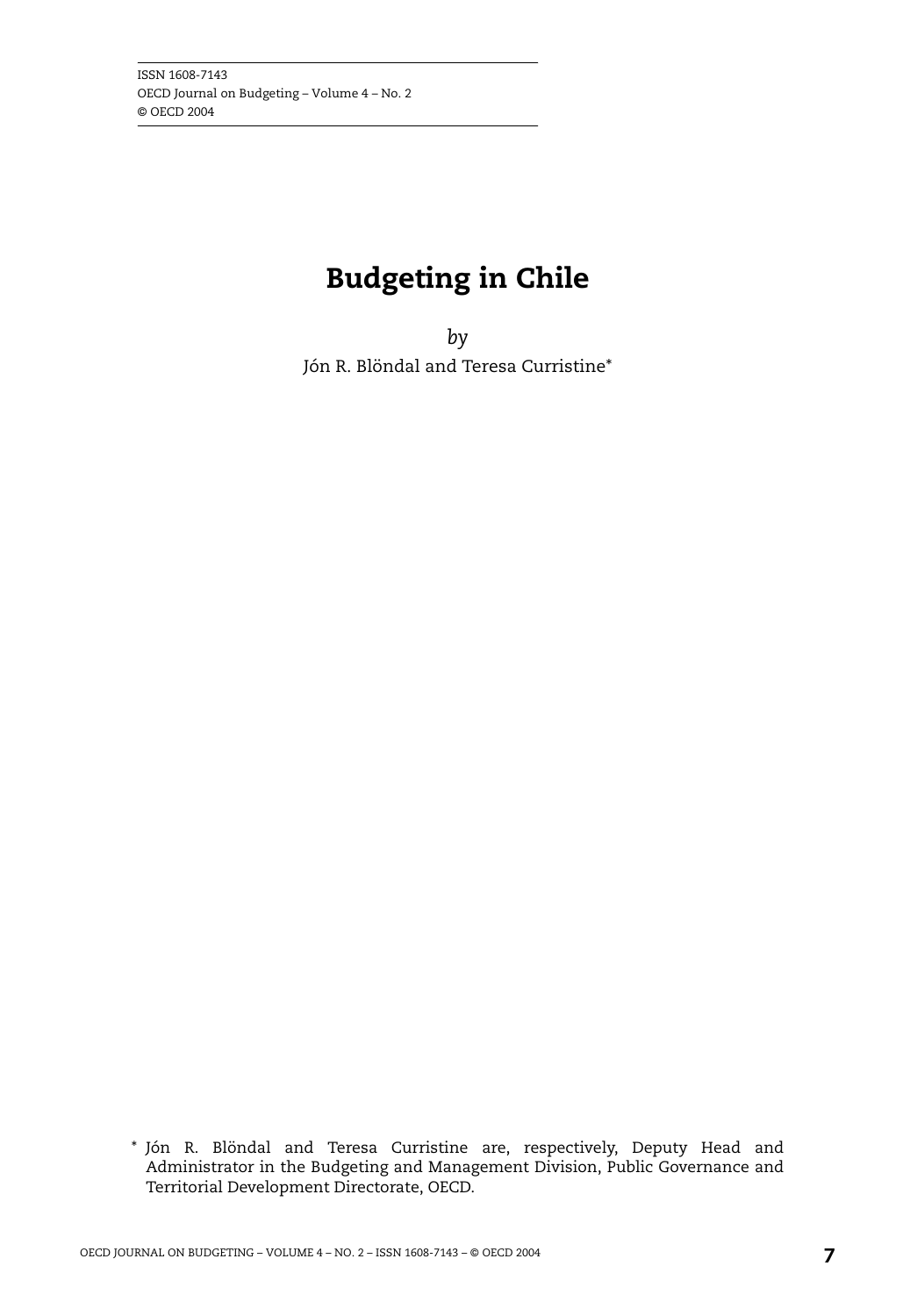ISSN 1608-7143
OECD Journal on Budgeting – Volume 4 – No. 2
© OECD 2004

# Budgeting in Chile

*by*

Jón R. Blöndal and Teresa Curristine*

* Jón R. Blöndal and Teresa Curristine are, respectively, Deputy Head and Administrator in the Budgeting and Management Division, Public Governance and Territorial Development Directorate, OECD.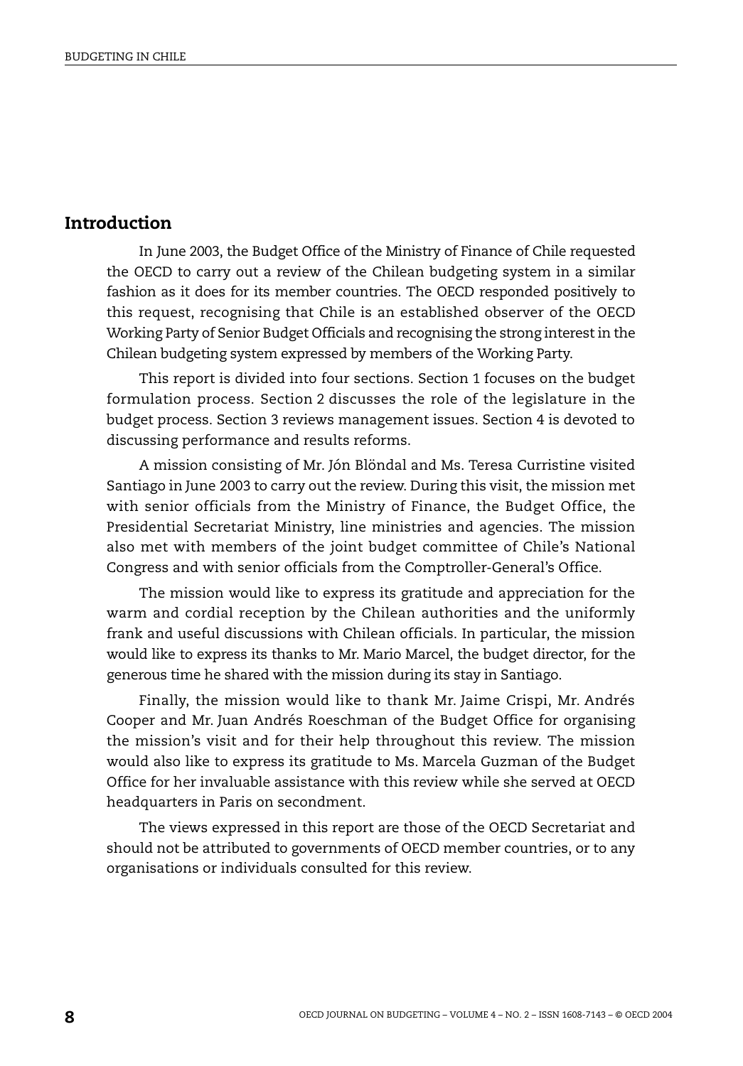## Introduction

In June 2003, the Budget Office of the Ministry of Finance of Chile requested the OECD to carry out a review of the Chilean budgeting system in a similar fashion as it does for its member countries. The OECD responded positively to this request, recognising that Chile is an established observer of the OECD Working Party of Senior Budget Officials and recognising the strong interest in the Chilean budgeting system expressed by members of the Working Party.

This report is divided into four sections. Section 1 focuses on the budget formulation process. Section 2 discusses the role of the legislature in the budget process. Section 3 reviews management issues. Section 4 is devoted to discussing performance and results reforms.

A mission consisting of Mr. Jón Blöndal and Ms. Teresa Curristine visited Santiago in June 2003 to carry out the review. During this visit, the mission met with senior officials from the Ministry of Finance, the Budget Office, the Presidential Secretariat Ministry, line ministries and agencies. The mission also met with members of the joint budget committee of Chile's National Congress and with senior officials from the Comptroller-General's Office.

The mission would like to express its gratitude and appreciation for the warm and cordial reception by the Chilean authorities and the uniformly frank and useful discussions with Chilean officials. In particular, the mission would like to express its thanks to Mr. Mario Marcel, the budget director, for the generous time he shared with the mission during its stay in Santiago.

Finally, the mission would like to thank Mr. Jaime Crispi, Mr. Andrés Cooper and Mr. Juan Andrés Roeschman of the Budget Office for organising the mission's visit and for their help throughout this review. The mission would also like to express its gratitude to Ms. Marcela Guzman of the Budget Office for her invaluable assistance with this review while she served at OECD headquarters in Paris on secondment.

The views expressed in this report are those of the OECD Secretariat and should not be attributed to governments of OECD member countries, or to any organisations or individuals consulted for this review.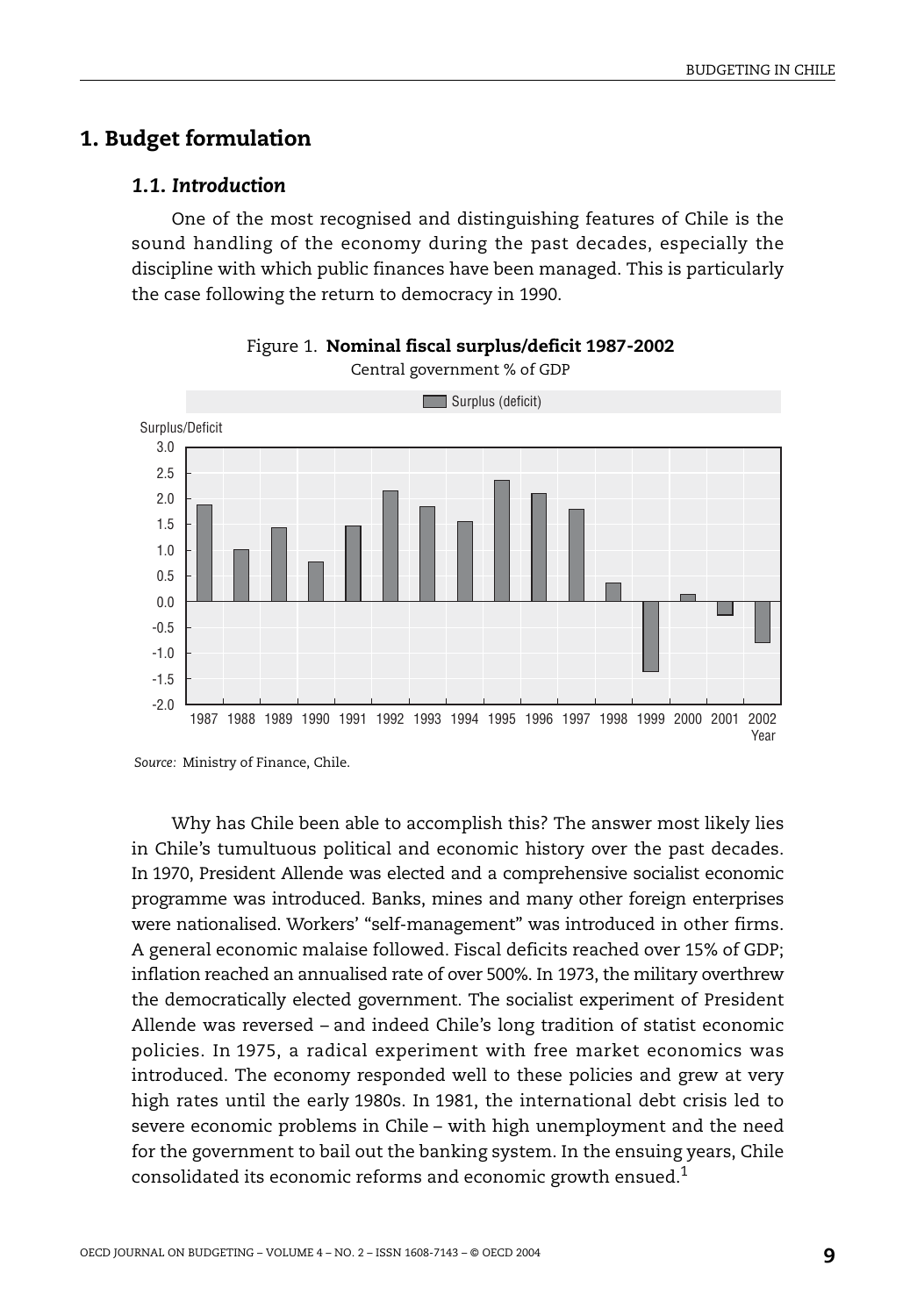# 1. Budget formulation

### *1.1. Introduction*

One of the most recognised and distinguishing features of Chile is the sound handling of the economy during the past decades, especially the discipline with which public finances have been managed. This is particularly the case following the return to democracy in 1990.

Figure 1. **Nominal fiscal surplus/deficit 1987-2002**
Central government % of GDP

*Source:* Ministry of Finance, Chile.

Why has Chile been able to accomplish this? The answer most likely lies in Chile's tumultuous political and economic history over the past decades. In 1970, President Allende was elected and a comprehensive socialist economic programme was introduced. Banks, mines and many other foreign enterprises were nationalised. Workers' "self-management" was introduced in other firms. A general economic malaise followed. Fiscal deficits reached over 15% of GDP; inflation reached an annualised rate of over 500%. In 1973, the military overthrew the democratically elected government. The socialist experiment of President Allende was reversed – and indeed Chile's long tradition of statist economic policies. In 1975, a radical experiment with free market economics was introduced. The economy responded well to these policies and grew at very high rates until the early 1980s. In 1981, the international debt crisis led to severe economic problems in Chile – with high unemployment and the need for the government to bail out the banking system. In the ensuing years, Chile consolidated its economic reforms and economic growth ensued.[1]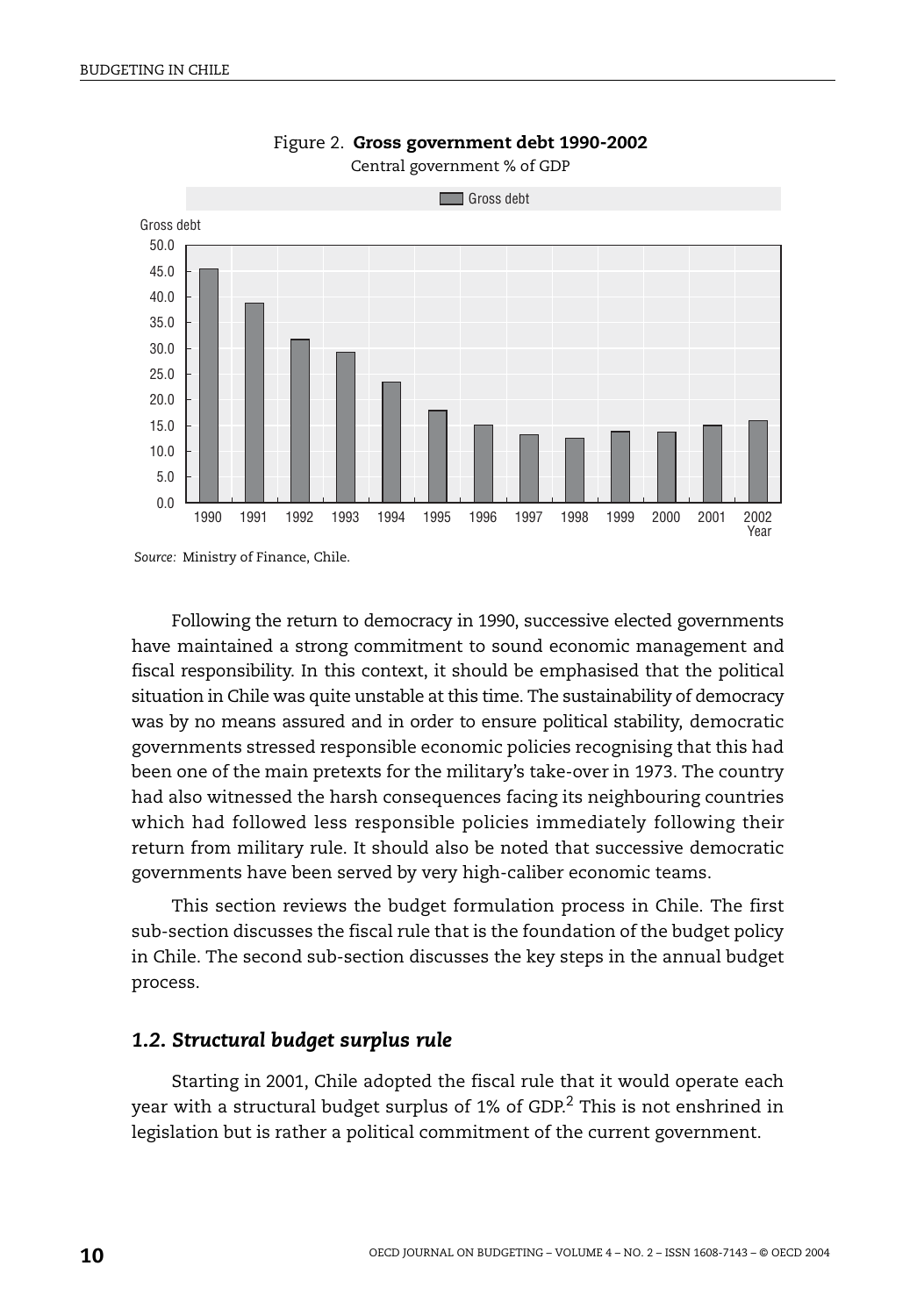Figure 2. **Gross government debt 1990-2002**

Central government % of GDP

*Source:* Ministry of Finance, Chile.

Following the return to democracy in 1990, successive elected governments have maintained a strong commitment to sound economic management and fiscal responsibility. In this context, it should be emphasised that the political situation in Chile was quite unstable at this time. The sustainability of democracy was by no means assured and in order to ensure political stability, democratic governments stressed responsible economic policies recognising that this had been one of the main pretexts for the military's take-over in 1973. The country had also witnessed the harsh consequences facing its neighbouring countries which had followed less responsible policies immediately following their return from military rule. It should also be noted that successive democratic governments have been served by very high-caliber economic teams.

This section reviews the budget formulation process in Chile. The first sub-section discusses the fiscal rule that is the foundation of the budget policy in Chile. The second sub-section discusses the key steps in the annual budget process.

### *1.2. Structural budget surplus rule*

Starting in 2001, Chile adopted the fiscal rule that it would operate each year with a structural budget surplus of 1% of GDP.[2] This is not enshrined in legislation but is rather a political commitment of the current government.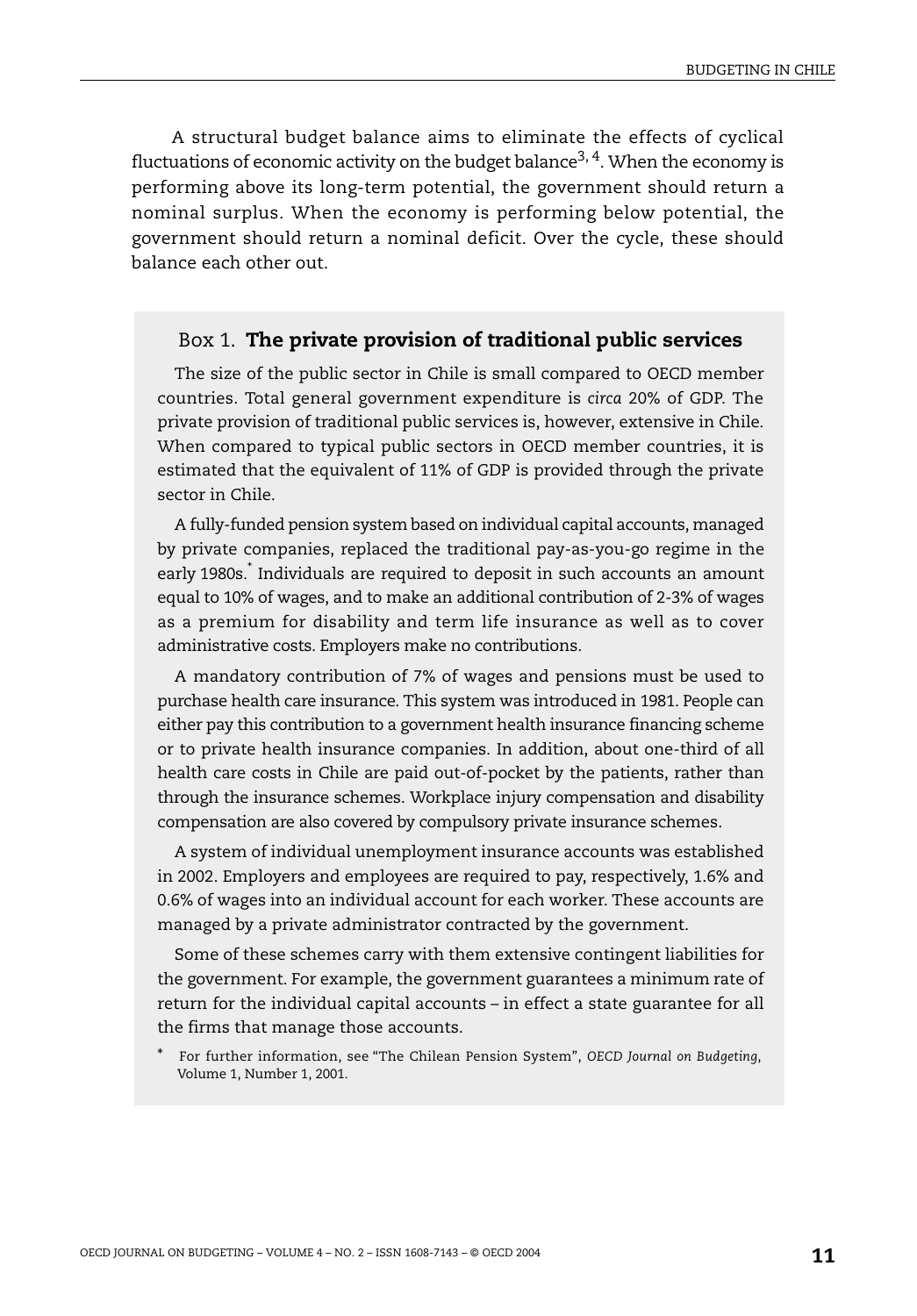A structural budget balance aims to eliminate the effects of cyclical fluctuations of economic activity on the budget balance[3, 4]. When the economy is performing above its long-term potential, the government should return a nominal surplus. When the economy is performing below potential, the government should return a nominal deficit. Over the cycle, these should balance each other out.

### Box 1. **The private provision of traditional public services**

The size of the public sector in Chile is small compared to OECD member countries. Total general government expenditure is *circa* 20% of GDP. The private provision of traditional public services is, however, extensive in Chile. When compared to typical public sectors in OECD member countries, it is estimated that the equivalent of 11% of GDP is provided through the private sector in Chile.

A fully-funded pension system based on individual capital accounts, managed by private companies, replaced the traditional pay-as-you-go regime in the early 1980s.[*] Individuals are required to deposit in such accounts an amount equal to 10% of wages, and to make an additional contribution of 2-3% of wages as a premium for disability and term life insurance as well as to cover administrative costs. Employers make no contributions.

A mandatory contribution of 7% of wages and pensions must be used to purchase health care insurance. This system was introduced in 1981. People can either pay this contribution to a government health insurance financing scheme or to private health insurance companies. In addition, about one-third of all health care costs in Chile are paid out-of-pocket by the patients, rather than through the insurance schemes. Workplace injury compensation and disability compensation are also covered by compulsory private insurance schemes.

A system of individual unemployment insurance accounts was established in 2002. Employers and employees are required to pay, respectively, 1.6% and 0.6% of wages into an individual account for each worker. These accounts are managed by a private administrator contracted by the government.

Some of these schemes carry with them extensive contingent liabilities for the government. For example, the government guarantees a minimum rate of return for the individual capital accounts – in effect a state guarantee for all the firms that manage those accounts.

\* For further information, see "The Chilean Pension System", *OECD Journal on Budgeting*, Volume 1, Number 1, 2001.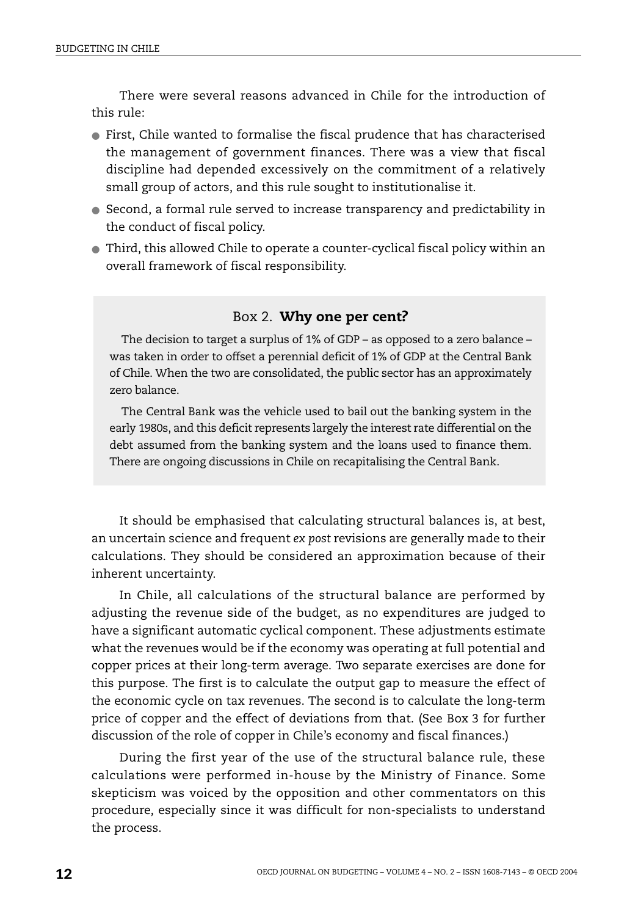There were several reasons advanced in Chile for the introduction of this rule:

- First, Chile wanted to formalise the fiscal prudence that has characterised the management of government finances. There was a view that fiscal discipline had depended excessively on the commitment of a relatively small group of actors, and this rule sought to institutionalise it.
- Second, a formal rule served to increase transparency and predictability in the conduct of fiscal policy.
- Third, this allowed Chile to operate a counter-cyclical fiscal policy within an overall framework of fiscal responsibility.

### Box 2. **Why one per cent?**

The decision to target a surplus of 1% of GDP – as opposed to a zero balance – was taken in order to offset a perennial deficit of 1% of GDP at the Central Bank of Chile. When the two are consolidated, the public sector has an approximately zero balance.

The Central Bank was the vehicle used to bail out the banking system in the early 1980s, and this deficit represents largely the interest rate differential on the debt assumed from the banking system and the loans used to finance them. There are ongoing discussions in Chile on recapitalising the Central Bank.

It should be emphasised that calculating structural balances is, at best, an uncertain science and frequent *ex post* revisions are generally made to their calculations. They should be considered an approximation because of their inherent uncertainty.

In Chile, all calculations of the structural balance are performed by adjusting the revenue side of the budget, as no expenditures are judged to have a significant automatic cyclical component. These adjustments estimate what the revenues would be if the economy was operating at full potential and copper prices at their long-term average. Two separate exercises are done for this purpose. The first is to calculate the output gap to measure the effect of the economic cycle on tax revenues. The second is to calculate the long-term price of copper and the effect of deviations from that. (See Box 3 for further discussion of the role of copper in Chile's economy and fiscal finances.)

During the first year of the use of the structural balance rule, these calculations were performed in-house by the Ministry of Finance. Some skepticism was voiced by the opposition and other commentators on this procedure, especially since it was difficult for non-specialists to understand the process.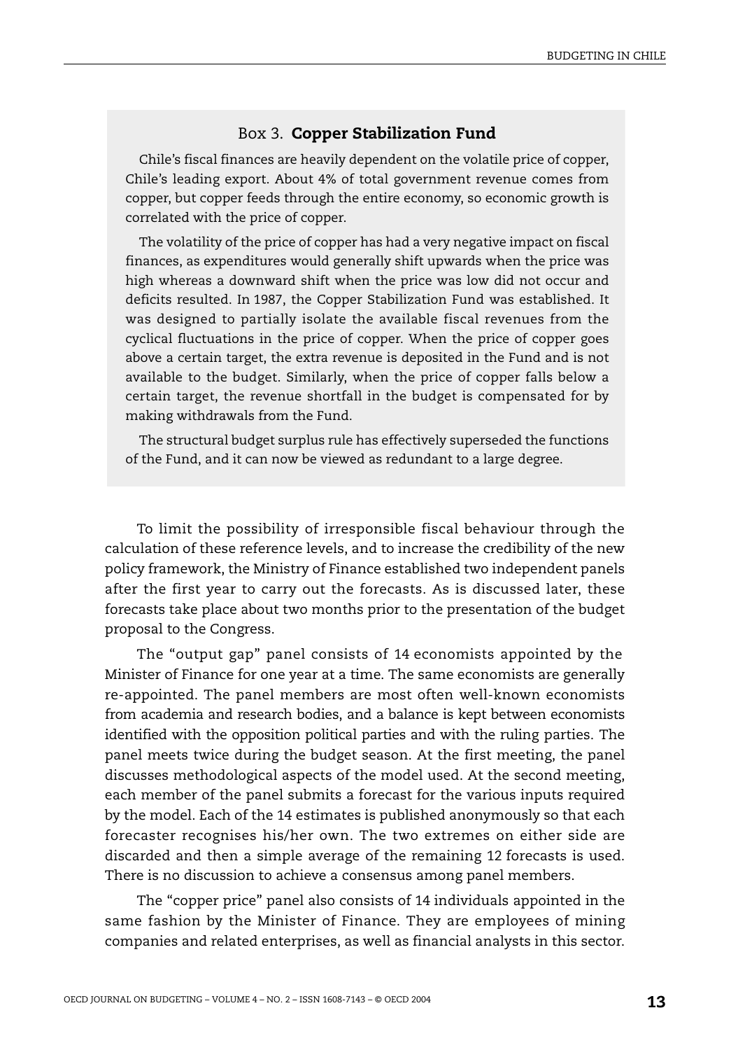### Box 3. **Copper Stabilization Fund**

Chile's fiscal finances are heavily dependent on the volatile price of copper, Chile's leading export. About 4% of total government revenue comes from copper, but copper feeds through the entire economy, so economic growth is correlated with the price of copper.

The volatility of the price of copper has had a very negative impact on fiscal finances, as expenditures would generally shift upwards when the price was high whereas a downward shift when the price was low did not occur and deficits resulted. In 1987, the Copper Stabilization Fund was established. It was designed to partially isolate the available fiscal revenues from the cyclical fluctuations in the price of copper. When the price of copper goes above a certain target, the extra revenue is deposited in the Fund and is not available to the budget. Similarly, when the price of copper falls below a certain target, the revenue shortfall in the budget is compensated for by making withdrawals from the Fund.

The structural budget surplus rule has effectively superseded the functions of the Fund, and it can now be viewed as redundant to a large degree.

To limit the possibility of irresponsible fiscal behaviour through the calculation of these reference levels, and to increase the credibility of the new policy framework, the Ministry of Finance established two independent panels after the first year to carry out the forecasts. As is discussed later, these forecasts take place about two months prior to the presentation of the budget proposal to the Congress.

The "output gap" panel consists of 14 economists appointed by the Minister of Finance for one year at a time. The same economists are generally re-appointed. The panel members are most often well-known economists from academia and research bodies, and a balance is kept between economists identified with the opposition political parties and with the ruling parties. The panel meets twice during the budget season. At the first meeting, the panel discusses methodological aspects of the model used. At the second meeting, each member of the panel submits a forecast for the various inputs required by the model. Each of the 14 estimates is published anonymously so that each forecaster recognises his/her own. The two extremes on either side are discarded and then a simple average of the remaining 12 forecasts is used. There is no discussion to achieve a consensus among panel members.

The "copper price" panel also consists of 14 individuals appointed in the same fashion by the Minister of Finance. They are employees of mining companies and related enterprises, as well as financial analysts in this sector.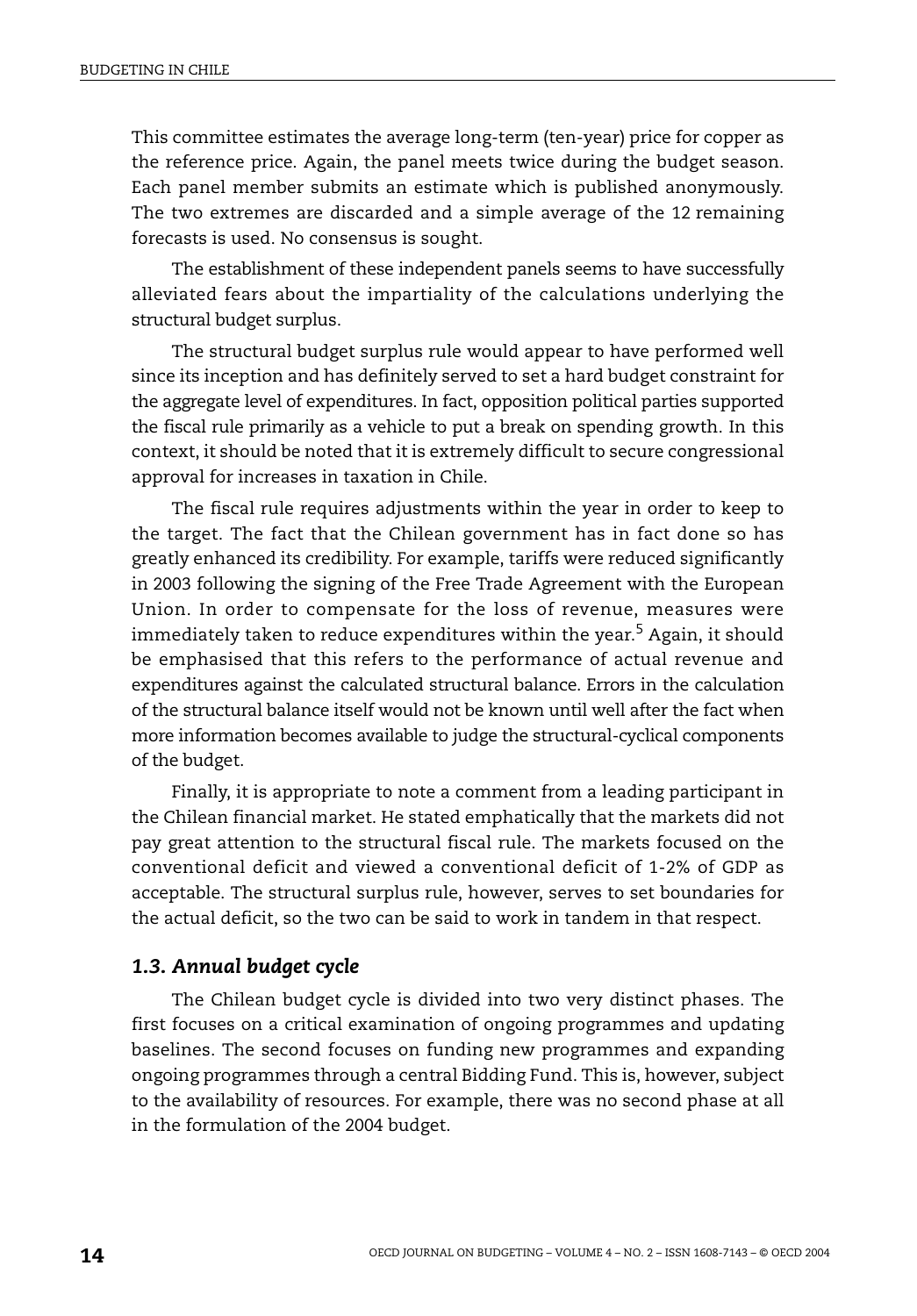This committee estimates the average long-term (ten-year) price for copper as the reference price. Again, the panel meets twice during the budget season. Each panel member submits an estimate which is published anonymously. The two extremes are discarded and a simple average of the 12 remaining forecasts is used. No consensus is sought.

The establishment of these independent panels seems to have successfully alleviated fears about the impartiality of the calculations underlying the structural budget surplus.

The structural budget surplus rule would appear to have performed well since its inception and has definitely served to set a hard budget constraint for the aggregate level of expenditures. In fact, opposition political parties supported the fiscal rule primarily as a vehicle to put a break on spending growth. In this context, it should be noted that it is extremely difficult to secure congressional approval for increases in taxation in Chile.

The fiscal rule requires adjustments within the year in order to keep to the target. The fact that the Chilean government has in fact done so has greatly enhanced its credibility. For example, tariffs were reduced significantly in 2003 following the signing of the Free Trade Agreement with the European Union. In order to compensate for the loss of revenue, measures were immediately taken to reduce expenditures within the year.[5] Again, it should be emphasised that this refers to the performance of actual revenue and expenditures against the calculated structural balance. Errors in the calculation of the structural balance itself would not be known until well after the fact when more information becomes available to judge the structural-cyclical components of the budget.

Finally, it is appropriate to note a comment from a leading participant in the Chilean financial market. He stated emphatically that the markets did not pay great attention to the structural fiscal rule. The markets focused on the conventional deficit and viewed a conventional deficit of 1-2% of GDP as acceptable. The structural surplus rule, however, serves to set boundaries for the actual deficit, so the two can be said to work in tandem in that respect.

### *1.3. Annual budget cycle*

The Chilean budget cycle is divided into two very distinct phases. The first focuses on a critical examination of ongoing programmes and updating baselines. The second focuses on funding new programmes and expanding ongoing programmes through a central Bidding Fund. This is, however, subject to the availability of resources. For example, there was no second phase at all in the formulation of the 2004 budget.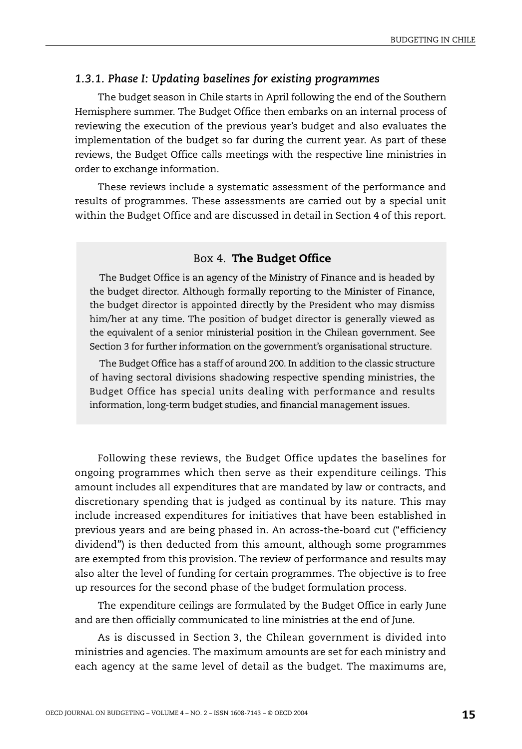### *1.3.1. Phase I: Updating baselines for existing programmes*

The budget season in Chile starts in April following the end of the Southern Hemisphere summer. The Budget Office then embarks on an internal process of reviewing the execution of the previous year's budget and also evaluates the implementation of the budget so far during the current year. As part of these reviews, the Budget Office calls meetings with the respective line ministries in order to exchange information.

These reviews include a systematic assessment of the performance and results of programmes. These assessments are carried out by a special unit within the Budget Office and are discussed in detail in Section 4 of this report.

> **Box 4. The Budget Office**
>
> The Budget Office is an agency of the Ministry of Finance and is headed by the budget director. Although formally reporting to the Minister of Finance, the budget director is appointed directly by the President who may dismiss him/her at any time. The position of budget director is generally viewed as the equivalent of a senior ministerial position in the Chilean government. See Section 3 for further information on the government's organisational structure.
>
> The Budget Office has a staff of around 200. In addition to the classic structure of having sectoral divisions shadowing respective spending ministries, the Budget Office has special units dealing with performance and results information, long-term budget studies, and financial management issues.

Following these reviews, the Budget Office updates the baselines for ongoing programmes which then serve as their expenditure ceilings. This amount includes all expenditures that are mandated by law or contracts, and discretionary spending that is judged as continual by its nature. This may include increased expenditures for initiatives that have been established in previous years and are being phased in. An across-the-board cut ("efficiency dividend") is then deducted from this amount, although some programmes are exempted from this provision. The review of performance and results may also alter the level of funding for certain programmes. The objective is to free up resources for the second phase of the budget formulation process.

The expenditure ceilings are formulated by the Budget Office in early June and are then officially communicated to line ministries at the end of June.

As is discussed in Section 3, the Chilean government is divided into ministries and agencies. The maximum amounts are set for each ministry and each agency at the same level of detail as the budget. The maximums are,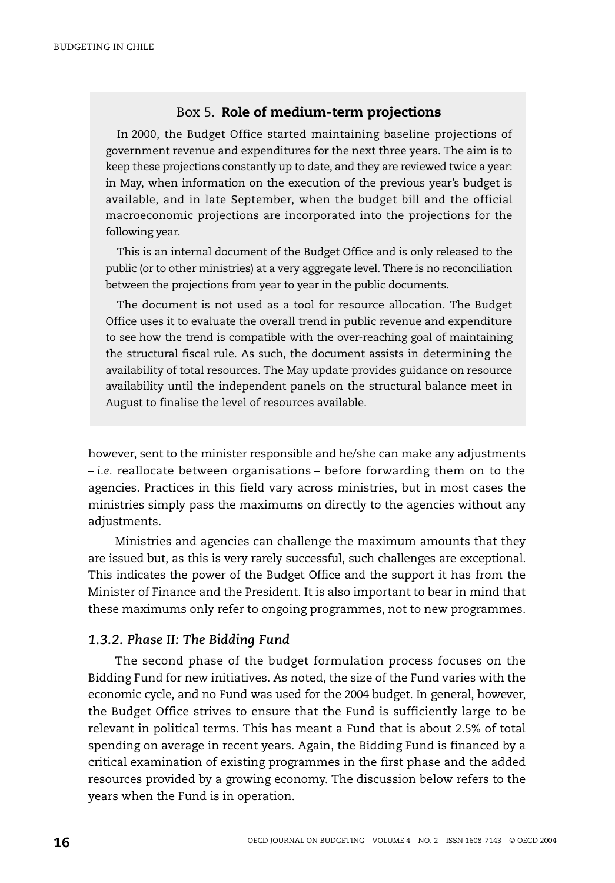**Box 5. Role of medium-term projections**

In 2000, the Budget Office started maintaining baseline projections of government revenue and expenditures for the next three years. The aim is to keep these projections constantly up to date, and they are reviewed twice a year: in May, when information on the execution of the previous year's budget is available, and in late September, when the budget bill and the official macroeconomic projections are incorporated into the projections for the following year.

This is an internal document of the Budget Office and is only released to the public (or to other ministries) at a very aggregate level. There is no reconciliation between the projections from year to year in the public documents.

The document is not used as a tool for resource allocation. The Budget Office uses it to evaluate the overall trend in public revenue and expenditure to see how the trend is compatible with the over-reaching goal of maintaining the structural fiscal rule. As such, the document assists in determining the availability of total resources. The May update provides guidance on resource availability until the independent panels on the structural balance meet in August to finalise the level of resources available.

however, sent to the minister responsible and he/she can make any adjustments – *i.e.* reallocate between organisations – before forwarding them on to the agencies. Practices in this field vary across ministries, but in most cases the ministries simply pass the maximums on directly to the agencies without any adjustments.

Ministries and agencies can challenge the maximum amounts that they are issued but, as this is very rarely successful, such challenges are exceptional. This indicates the power of the Budget Office and the support it has from the Minister of Finance and the President. It is also important to bear in mind that these maximums only refer to ongoing programmes, not to new programmes.

### *1.3.2. Phase II: The Bidding Fund*

The second phase of the budget formulation process focuses on the Bidding Fund for new initiatives. As noted, the size of the Fund varies with the economic cycle, and no Fund was used for the 2004 budget. In general, however, the Budget Office strives to ensure that the Fund is sufficiently large to be relevant in political terms. This has meant a Fund that is about 2.5% of total spending on average in recent years. Again, the Bidding Fund is financed by a critical examination of existing programmes in the first phase and the added resources provided by a growing economy. The discussion below refers to the years when the Fund is in operation.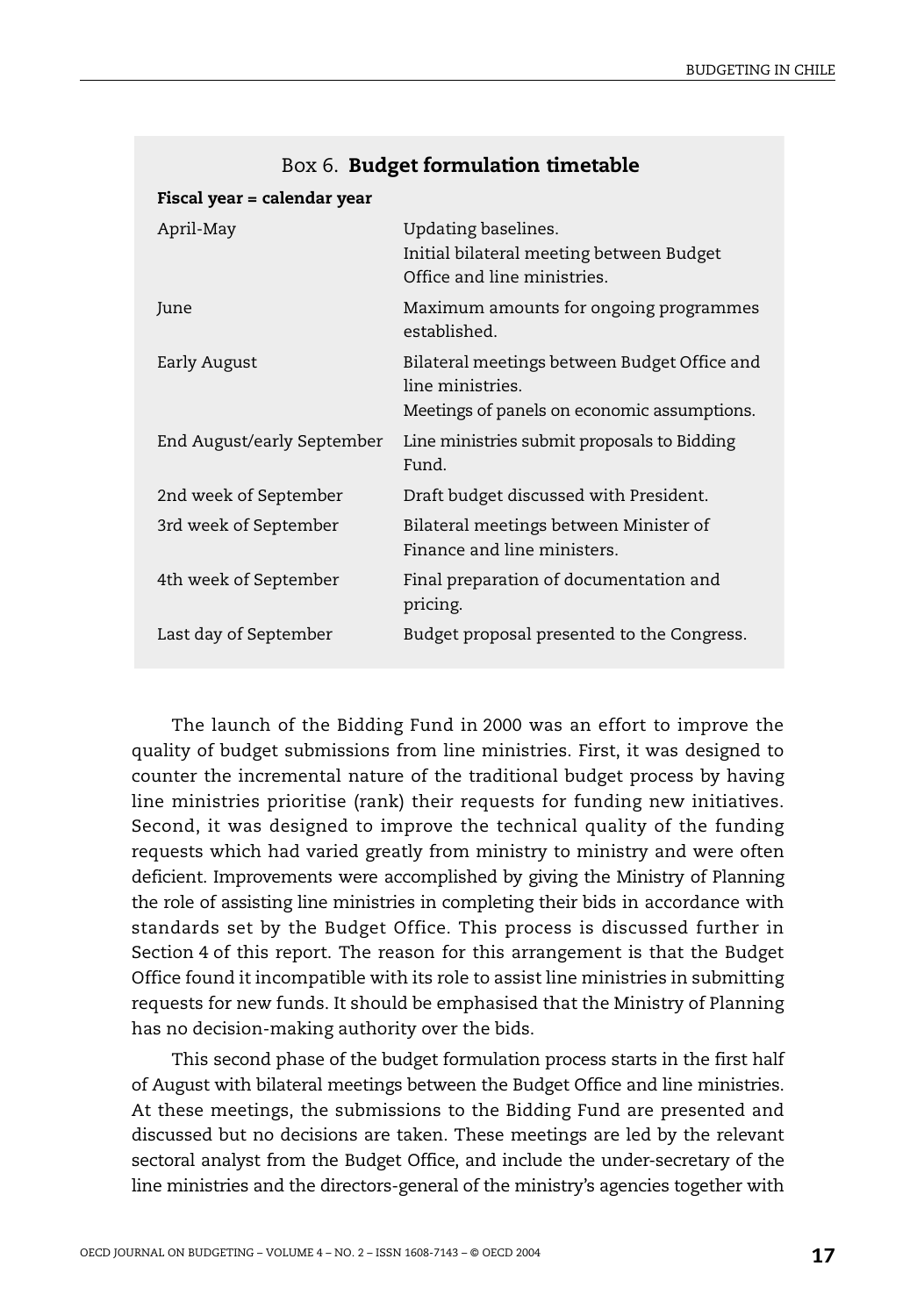### Box 6. **Budget formulation timetable**

**Fiscal year = calendar year**

| | |
|---|---|
| April-May | Updating baselines.<br>Initial bilateral meeting between Budget Office and line ministries. |
| June | Maximum amounts for ongoing programmes established. |
| Early August | Bilateral meetings between Budget Office and line ministries.<br>Meetings of panels on economic assumptions. |
| End August/early September | Line ministries submit proposals to Bidding Fund. |
| 2nd week of September | Draft budget discussed with President. |
| 3rd week of September | Bilateral meetings between Minister of Finance and line ministers. |
| 4th week of September | Final preparation of documentation and pricing. |
| Last day of September | Budget proposal presented to the Congress. |

The launch of the Bidding Fund in 2000 was an effort to improve the quality of budget submissions from line ministries. First, it was designed to counter the incremental nature of the traditional budget process by having line ministries prioritise (rank) their requests for funding new initiatives. Second, it was designed to improve the technical quality of the funding requests which had varied greatly from ministry to ministry and were often deficient. Improvements were accomplished by giving the Ministry of Planning the role of assisting line ministries in completing their bids in accordance with standards set by the Budget Office. This process is discussed further in Section 4 of this report. The reason for this arrangement is that the Budget Office found it incompatible with its role to assist line ministries in submitting requests for new funds. It should be emphasised that the Ministry of Planning has no decision-making authority over the bids.

This second phase of the budget formulation process starts in the first half of August with bilateral meetings between the Budget Office and line ministries. At these meetings, the submissions to the Bidding Fund are presented and discussed but no decisions are taken. These meetings are led by the relevant sectoral analyst from the Budget Office, and include the under-secretary of the line ministries and the directors-general of the ministry's agencies together with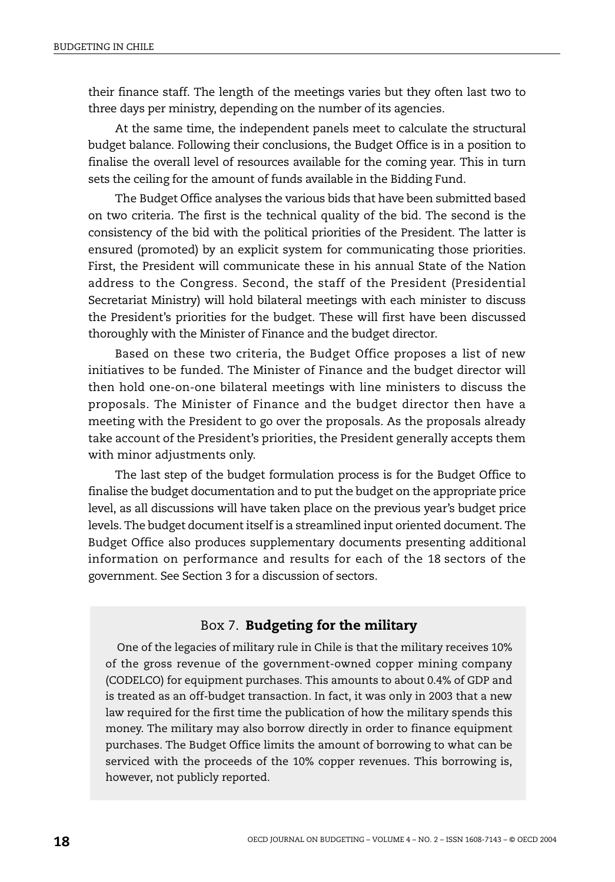their finance staff. The length of the meetings varies but they often last two to three days per ministry, depending on the number of its agencies.

At the same time, the independent panels meet to calculate the structural budget balance. Following their conclusions, the Budget Office is in a position to finalise the overall level of resources available for the coming year. This in turn sets the ceiling for the amount of funds available in the Bidding Fund.

The Budget Office analyses the various bids that have been submitted based on two criteria. The first is the technical quality of the bid. The second is the consistency of the bid with the political priorities of the President. The latter is ensured (promoted) by an explicit system for communicating those priorities. First, the President will communicate these in his annual State of the Nation address to the Congress. Second, the staff of the President (Presidential Secretariat Ministry) will hold bilateral meetings with each minister to discuss the President's priorities for the budget. These will first have been discussed thoroughly with the Minister of Finance and the budget director.

Based on these two criteria, the Budget Office proposes a list of new initiatives to be funded. The Minister of Finance and the budget director will then hold one-on-one bilateral meetings with line ministers to discuss the proposals. The Minister of Finance and the budget director then have a meeting with the President to go over the proposals. As the proposals already take account of the President's priorities, the President generally accepts them with minor adjustments only.

The last step of the budget formulation process is for the Budget Office to finalise the budget documentation and to put the budget on the appropriate price level, as all discussions will have taken place on the previous year's budget price levels. The budget document itself is a streamlined input oriented document. The Budget Office also produces supplementary documents presenting additional information on performance and results for each of the 18 sectors of the government. See Section 3 for a discussion of sectors.

### Box 7. **Budgeting for the military**

One of the legacies of military rule in Chile is that the military receives 10% of the gross revenue of the government-owned copper mining company (CODELCO) for equipment purchases. This amounts to about 0.4% of GDP and is treated as an off-budget transaction. In fact, it was only in 2003 that a new law required for the first time the publication of how the military spends this money. The military may also borrow directly in order to finance equipment purchases. The Budget Office limits the amount of borrowing to what can be serviced with the proceeds of the 10% copper revenues. This borrowing is, however, not publicly reported.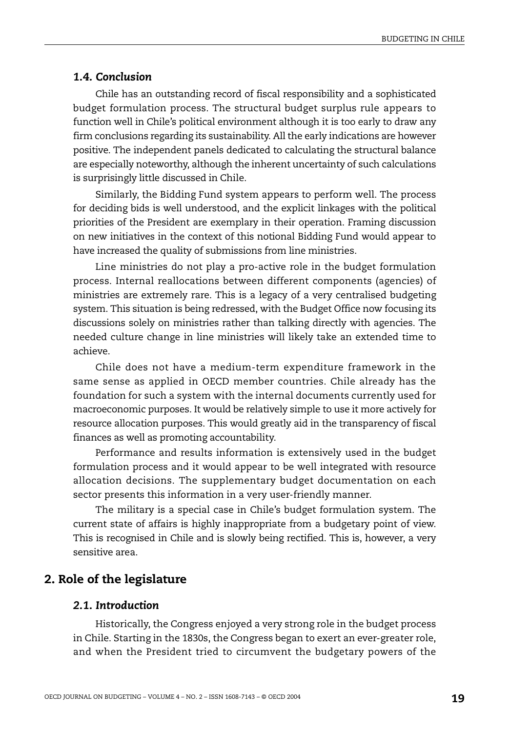### *1.4. Conclusion*

Chile has an outstanding record of fiscal responsibility and a sophisticated budget formulation process. The structural budget surplus rule appears to function well in Chile's political environment although it is too early to draw any firm conclusions regarding its sustainability. All the early indications are however positive. The independent panels dedicated to calculating the structural balance are especially noteworthy, although the inherent uncertainty of such calculations is surprisingly little discussed in Chile.

Similarly, the Bidding Fund system appears to perform well. The process for deciding bids is well understood, and the explicit linkages with the political priorities of the President are exemplary in their operation. Framing discussion on new initiatives in the context of this notional Bidding Fund would appear to have increased the quality of submissions from line ministries.

Line ministries do not play a pro-active role in the budget formulation process. Internal reallocations between different components (agencies) of ministries are extremely rare. This is a legacy of a very centralised budgeting system. This situation is being redressed, with the Budget Office now focusing its discussions solely on ministries rather than talking directly with agencies. The needed culture change in line ministries will likely take an extended time to achieve.

Chile does not have a medium-term expenditure framework in the same sense as applied in OECD member countries. Chile already has the foundation for such a system with the internal documents currently used for macroeconomic purposes. It would be relatively simple to use it more actively for resource allocation purposes. This would greatly aid in the transparency of fiscal finances as well as promoting accountability.

Performance and results information is extensively used in the budget formulation process and it would appear to be well integrated with resource allocation decisions. The supplementary budget documentation on each sector presents this information in a very user-friendly manner.

The military is a special case in Chile's budget formulation system. The current state of affairs is highly inappropriate from a budgetary point of view. This is recognised in Chile and is slowly being rectified. This is, however, a very sensitive area.

## 2. Role of the legislature

### *2.1. Introduction*

Historically, the Congress enjoyed a very strong role in the budget process in Chile. Starting in the 1830s, the Congress began to exert an ever-greater role, and when the President tried to circumvent the budgetary powers of the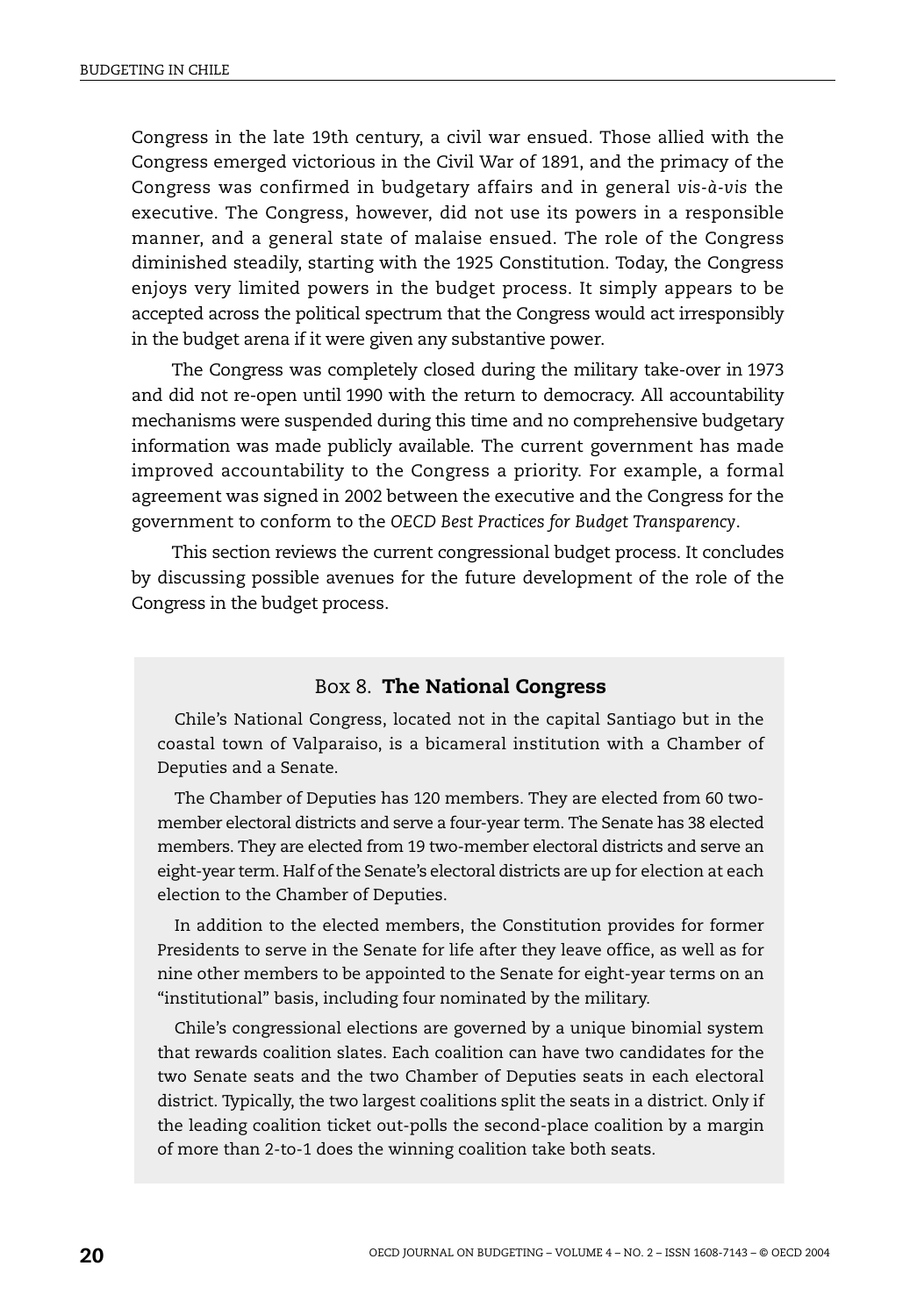Congress in the late 19th century, a civil war ensued. Those allied with the Congress emerged victorious in the Civil War of 1891, and the primacy of the Congress was confirmed in budgetary affairs and in general *vis-à-vis* the executive. The Congress, however, did not use its powers in a responsible manner, and a general state of malaise ensued. The role of the Congress diminished steadily, starting with the 1925 Constitution. Today, the Congress enjoys very limited powers in the budget process. It simply appears to be accepted across the political spectrum that the Congress would act irresponsibly in the budget arena if it were given any substantive power.

The Congress was completely closed during the military take-over in 1973 and did not re-open until 1990 with the return to democracy. All accountability mechanisms were suspended during this time and no comprehensive budgetary information was made publicly available. The current government has made improved accountability to the Congress a priority. For example, a formal agreement was signed in 2002 between the executive and the Congress for the government to conform to the *OECD Best Practices for Budget Transparency*.

This section reviews the current congressional budget process. It concludes by discussing possible avenues for the future development of the role of the Congress in the budget process.

### Box 8. **The National Congress**

Chile's National Congress, located not in the capital Santiago but in the coastal town of Valparaiso, is a bicameral institution with a Chamber of Deputies and a Senate.

The Chamber of Deputies has 120 members. They are elected from 60 two-member electoral districts and serve a four-year term. The Senate has 38 elected members. They are elected from 19 two-member electoral districts and serve an eight-year term. Half of the Senate's electoral districts are up for election at each election to the Chamber of Deputies.

In addition to the elected members, the Constitution provides for former Presidents to serve in the Senate for life after they leave office, as well as for nine other members to be appointed to the Senate for eight-year terms on an "institutional" basis, including four nominated by the military.

Chile's congressional elections are governed by a unique binomial system that rewards coalition slates. Each coalition can have two candidates for the two Senate seats and the two Chamber of Deputies seats in each electoral district. Typically, the two largest coalitions split the seats in a district. Only if the leading coalition ticket out-polls the second-place coalition by a margin of more than 2-to-1 does the winning coalition take both seats.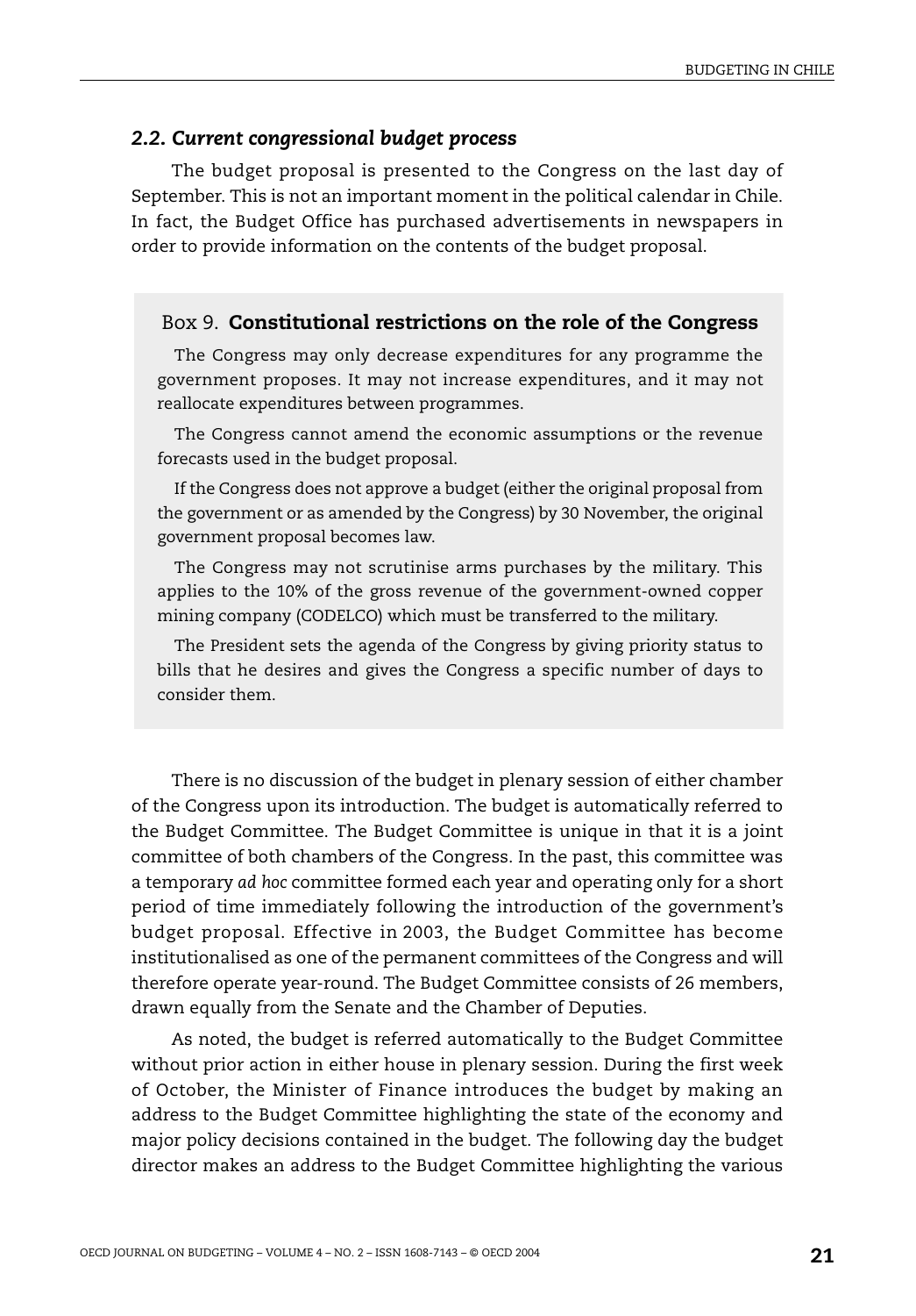### *2.2. Current congressional budget process*

The budget proposal is presented to the Congress on the last day of September. This is not an important moment in the political calendar in Chile. In fact, the Budget Office has purchased advertisements in newspapers in order to provide information on the contents of the budget proposal.

> Box 9. **Constitutional restrictions on the role of the Congress**
>
> The Congress may only decrease expenditures for any programme the government proposes. It may not increase expenditures, and it may not reallocate expenditures between programmes.
>
> The Congress cannot amend the economic assumptions or the revenue forecasts used in the budget proposal.
>
> If the Congress does not approve a budget (either the original proposal from the government or as amended by the Congress) by 30 November, the original government proposal becomes law.
>
> The Congress may not scrutinise arms purchases by the military. This applies to the 10% of the gross revenue of the government-owned copper mining company (CODELCO) which must be transferred to the military.
>
> The President sets the agenda of the Congress by giving priority status to bills that he desires and gives the Congress a specific number of days to consider them.

There is no discussion of the budget in plenary session of either chamber of the Congress upon its introduction. The budget is automatically referred to the Budget Committee. The Budget Committee is unique in that it is a joint committee of both chambers of the Congress. In the past, this committee was a temporary *ad hoc* committee formed each year and operating only for a short period of time immediately following the introduction of the government's budget proposal. Effective in 2003, the Budget Committee has become institutionalised as one of the permanent committees of the Congress and will therefore operate year-round. The Budget Committee consists of 26 members, drawn equally from the Senate and the Chamber of Deputies.

As noted, the budget is referred automatically to the Budget Committee without prior action in either house in plenary session. During the first week of October, the Minister of Finance introduces the budget by making an address to the Budget Committee highlighting the state of the economy and major policy decisions contained in the budget. The following day the budget director makes an address to the Budget Committee highlighting the various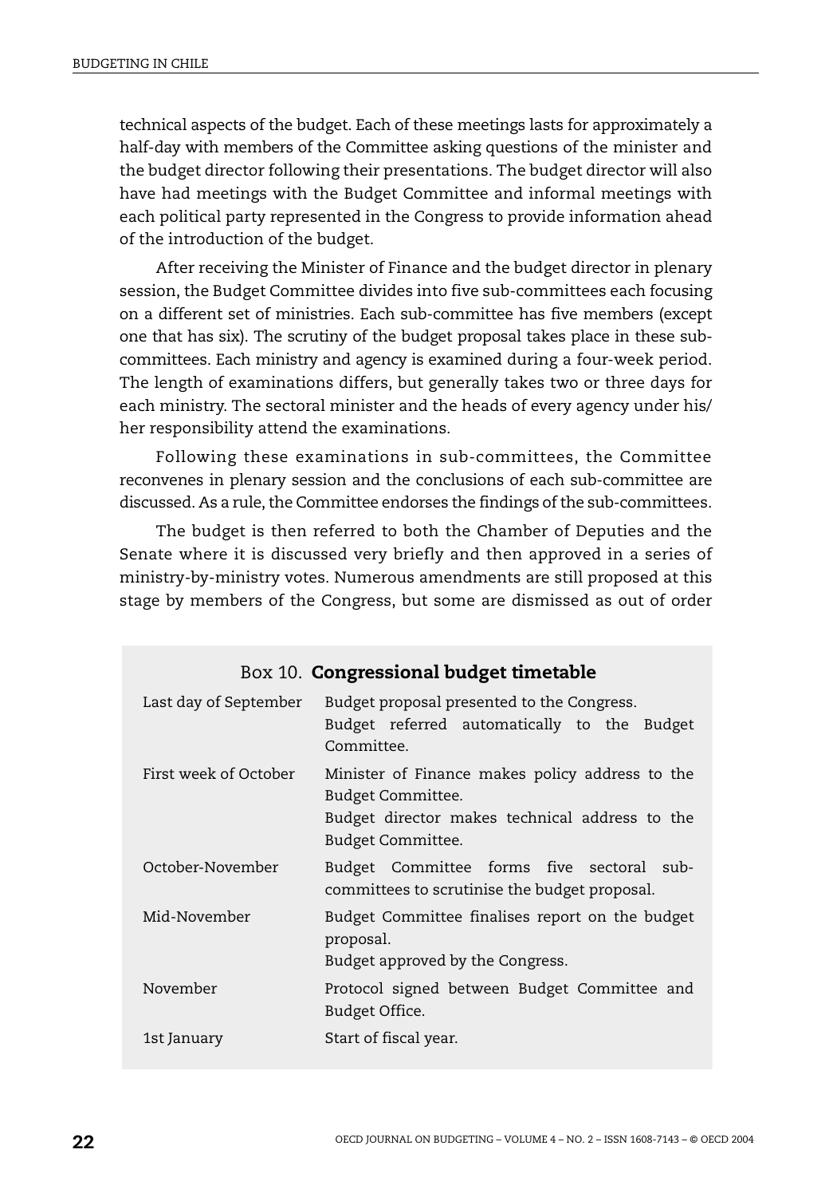technical aspects of the budget. Each of these meetings lasts for approximately a half-day with members of the Committee asking questions of the minister and the budget director following their presentations. The budget director will also have had meetings with the Budget Committee and informal meetings with each political party represented in the Congress to provide information ahead of the introduction of the budget.

After receiving the Minister of Finance and the budget director in plenary session, the Budget Committee divides into five sub-committees each focusing on a different set of ministries. Each sub-committee has five members (except one that has six). The scrutiny of the budget proposal takes place in these sub-committees. Each ministry and agency is examined during a four-week period. The length of examinations differs, but generally takes two or three days for each ministry. The sectoral minister and the heads of every agency under his/her responsibility attend the examinations.

Following these examinations in sub-committees, the Committee reconvenes in plenary session and the conclusions of each sub-committee are discussed. As a rule, the Committee endorses the findings of the sub-committees.

The budget is then referred to both the Chamber of Deputies and the Senate where it is discussed very briefly and then approved in a series of ministry-by-ministry votes. Numerous amendments are still proposed at this stage by members of the Congress, but some are dismissed as out of order

### Box 10. **Congressional budget timetable**

| | |
|---|---|
| Last day of September | Budget proposal presented to the Congress.<br>Budget referred automatically to the Budget Committee. |
| First week of October | Minister of Finance makes policy address to the Budget Committee.<br>Budget director makes technical address to the Budget Committee. |
| October-November | Budget Committee forms five sectoral sub-committees to scrutinise the budget proposal. |
| Mid-November | Budget Committee finalises report on the budget proposal.<br>Budget approved by the Congress. |
| November | Protocol signed between Budget Committee and Budget Office. |
| 1st January | Start of fiscal year. |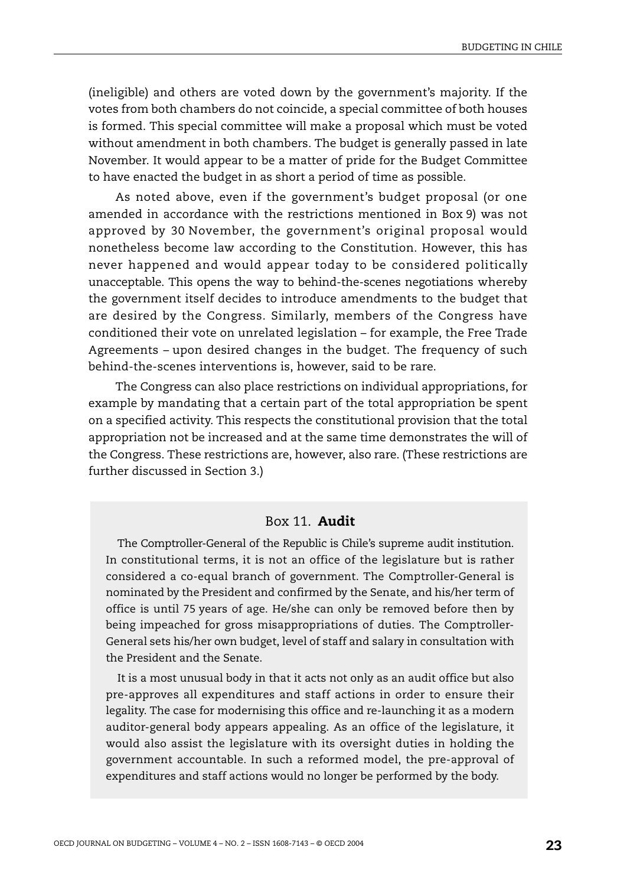(ineligible) and others are voted down by the government's majority. If the votes from both chambers do not coincide, a special committee of both houses is formed. This special committee will make a proposal which must be voted without amendment in both chambers. The budget is generally passed in late November. It would appear to be a matter of pride for the Budget Committee to have enacted the budget in as short a period of time as possible.

As noted above, even if the government's budget proposal (or one amended in accordance with the restrictions mentioned in Box 9) was not approved by 30 November, the government's original proposal would nonetheless become law according to the Constitution. However, this has never happened and would appear today to be considered politically unacceptable. This opens the way to behind-the-scenes negotiations whereby the government itself decides to introduce amendments to the budget that are desired by the Congress. Similarly, members of the Congress have conditioned their vote on unrelated legislation – for example, the Free Trade Agreements – upon desired changes in the budget. The frequency of such behind-the-scenes interventions is, however, said to be rare.

The Congress can also place restrictions on individual appropriations, for example by mandating that a certain part of the total appropriation be spent on a specified activity. This respects the constitutional provision that the total appropriation not be increased and at the same time demonstrates the will of the Congress. These restrictions are, however, also rare. (These restrictions are further discussed in Section 3.)

### Box 11. **Audit**

The Comptroller-General of the Republic is Chile's supreme audit institution. In constitutional terms, it is not an office of the legislature but is rather considered a co-equal branch of government. The Comptroller-General is nominated by the President and confirmed by the Senate, and his/her term of office is until 75 years of age. He/she can only be removed before then by being impeached for gross misappropriations of duties. The Comptroller-General sets his/her own budget, level of staff and salary in consultation with the President and the Senate.

It is a most unusual body in that it acts not only as an audit office but also pre-approves all expenditures and staff actions in order to ensure their legality. The case for modernising this office and re-launching it as a modern auditor-general body appears appealing. As an office of the legislature, it would also assist the legislature with its oversight duties in holding the government accountable. In such a reformed model, the pre-approval of expenditures and staff actions would no longer be performed by the body.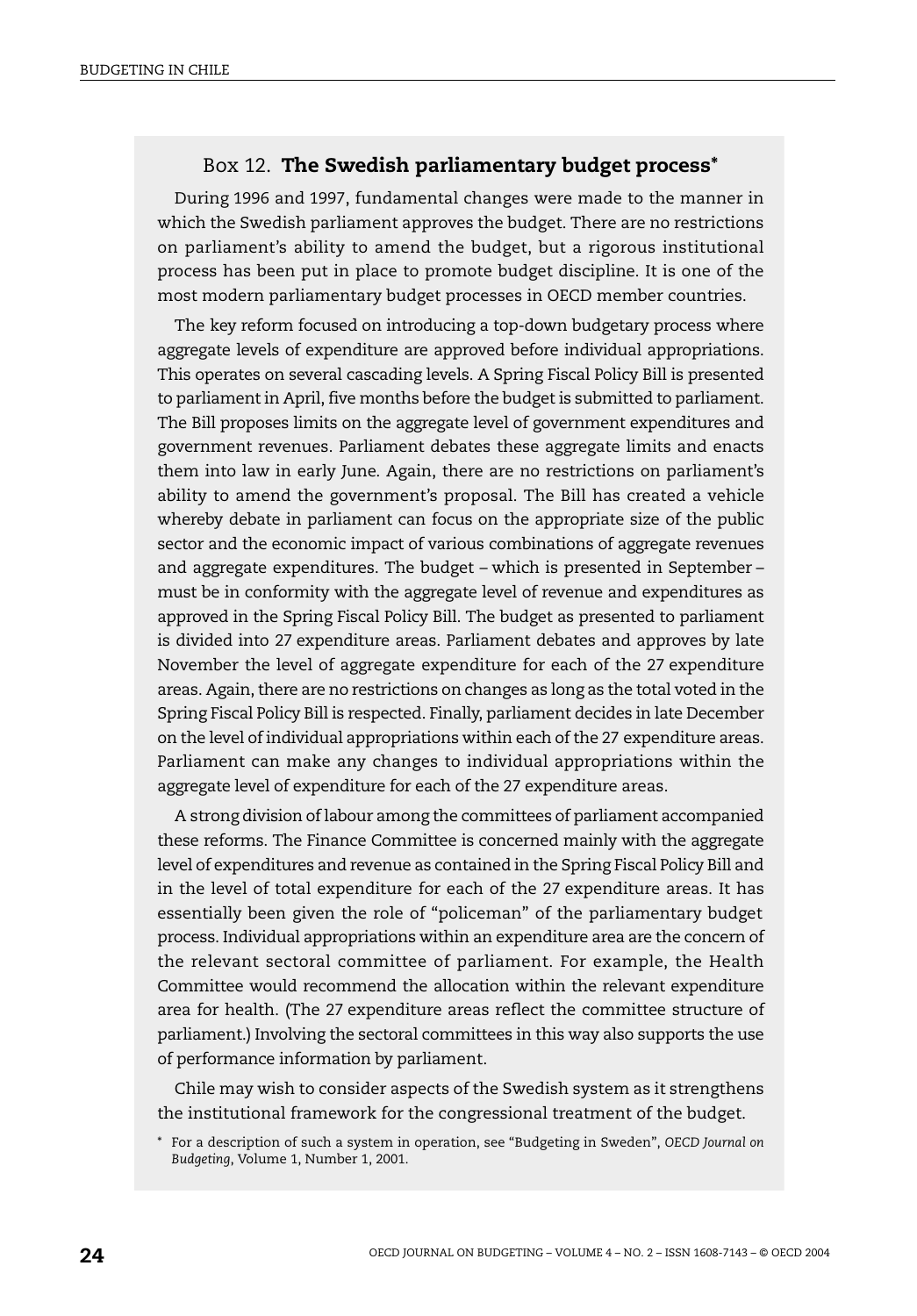### Box 12. **The Swedish parliamentary budget process***

During 1996 and 1997, fundamental changes were made to the manner in which the Swedish parliament approves the budget. There are no restrictions on parliament's ability to amend the budget, but a rigorous institutional process has been put in place to promote budget discipline. It is one of the most modern parliamentary budget processes in OECD member countries.

The key reform focused on introducing a top-down budgetary process where aggregate levels of expenditure are approved before individual appropriations. This operates on several cascading levels. A Spring Fiscal Policy Bill is presented to parliament in April, five months before the budget is submitted to parliament. The Bill proposes limits on the aggregate level of government expenditures and government revenues. Parliament debates these aggregate limits and enacts them into law in early June. Again, there are no restrictions on parliament's ability to amend the government's proposal. The Bill has created a vehicle whereby debate in parliament can focus on the appropriate size of the public sector and the economic impact of various combinations of aggregate revenues and aggregate expenditures. The budget – which is presented in September – must be in conformity with the aggregate level of revenue and expenditures as approved in the Spring Fiscal Policy Bill. The budget as presented to parliament is divided into 27 expenditure areas. Parliament debates and approves by late November the level of aggregate expenditure for each of the 27 expenditure areas. Again, there are no restrictions on changes as long as the total voted in the Spring Fiscal Policy Bill is respected. Finally, parliament decides in late December on the level of individual appropriations within each of the 27 expenditure areas. Parliament can make any changes to individual appropriations within the aggregate level of expenditure for each of the 27 expenditure areas.

A strong division of labour among the committees of parliament accompanied these reforms. The Finance Committee is concerned mainly with the aggregate level of expenditures and revenue as contained in the Spring Fiscal Policy Bill and in the level of total expenditure for each of the 27 expenditure areas. It has essentially been given the role of "policeman" of the parliamentary budget process. Individual appropriations within an expenditure area are the concern of the relevant sectoral committee of parliament. For example, the Health Committee would recommend the allocation within the relevant expenditure area for health. (The 27 expenditure areas reflect the committee structure of parliament.) Involving the sectoral committees in this way also supports the use of performance information by parliament.

Chile may wish to consider aspects of the Swedish system as it strengthens the institutional framework for the congressional treatment of the budget.

\* For a description of such a system in operation, see "Budgeting in Sweden", *OECD Journal on Budgeting*, Volume 1, Number 1, 2001.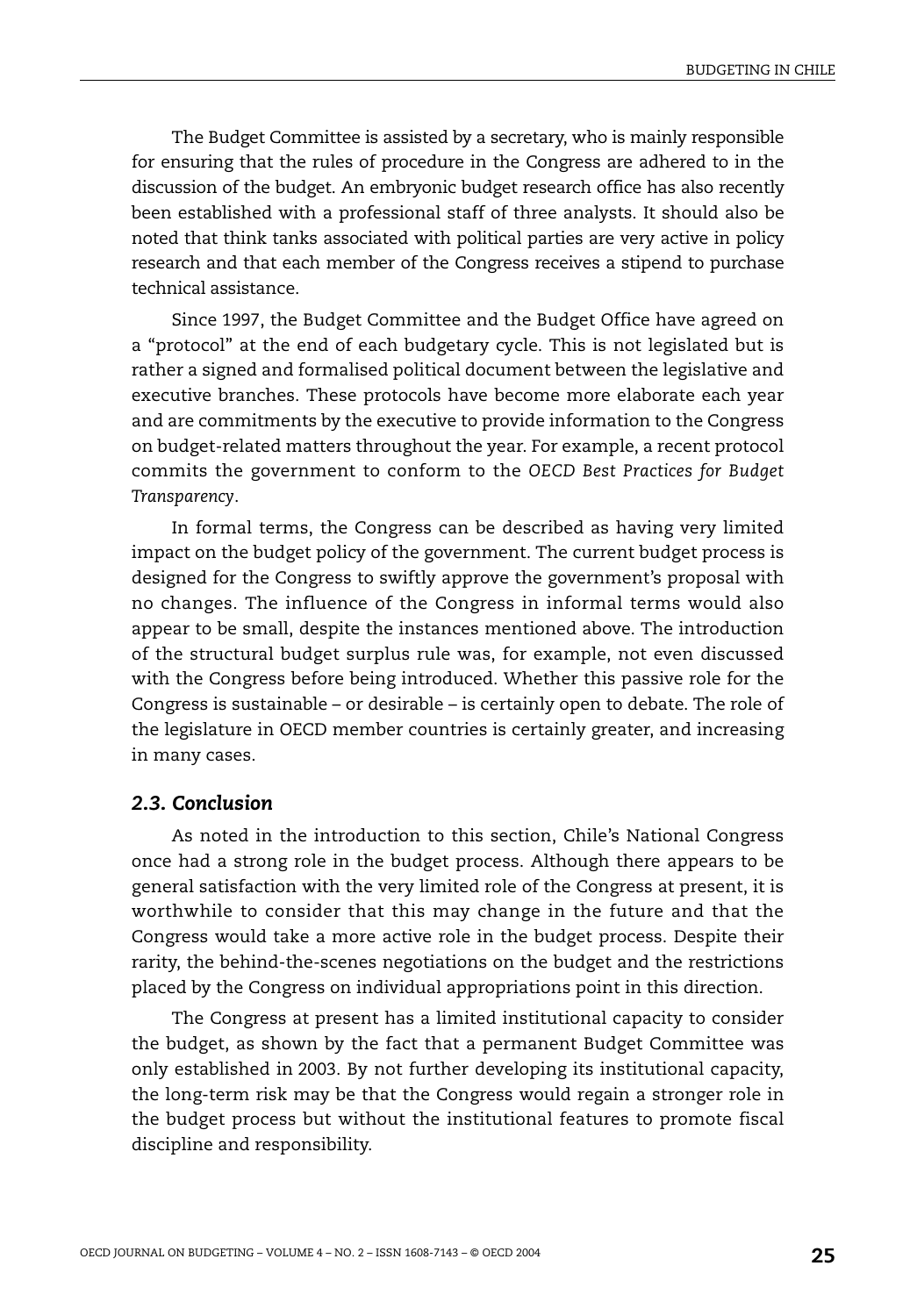The Budget Committee is assisted by a secretary, who is mainly responsible for ensuring that the rules of procedure in the Congress are adhered to in the discussion of the budget. An embryonic budget research office has also recently been established with a professional staff of three analysts. It should also be noted that think tanks associated with political parties are very active in policy research and that each member of the Congress receives a stipend to purchase technical assistance.

Since 1997, the Budget Committee and the Budget Office have agreed on a "protocol" at the end of each budgetary cycle. This is not legislated but is rather a signed and formalised political document between the legislative and executive branches. These protocols have become more elaborate each year and are commitments by the executive to provide information to the Congress on budget-related matters throughout the year. For example, a recent protocol commits the government to conform to the *OECD Best Practices for Budget Transparency*.

In formal terms, the Congress can be described as having very limited impact on the budget policy of the government. The current budget process is designed for the Congress to swiftly approve the government's proposal with no changes. The influence of the Congress in informal terms would also appear to be small, despite the instances mentioned above. The introduction of the structural budget surplus rule was, for example, not even discussed with the Congress before being introduced. Whether this passive role for the Congress is sustainable – or desirable – is certainly open to debate. The role of the legislature in OECD member countries is certainly greater, and increasing in many cases.

### *2.3. Conclusion*

As noted in the introduction to this section, Chile's National Congress once had a strong role in the budget process. Although there appears to be general satisfaction with the very limited role of the Congress at present, it is worthwhile to consider that this may change in the future and that the Congress would take a more active role in the budget process. Despite their rarity, the behind-the-scenes negotiations on the budget and the restrictions placed by the Congress on individual appropriations point in this direction.

The Congress at present has a limited institutional capacity to consider the budget, as shown by the fact that a permanent Budget Committee was only established in 2003. By not further developing its institutional capacity, the long-term risk may be that the Congress would regain a stronger role in the budget process but without the institutional features to promote fiscal discipline and responsibility.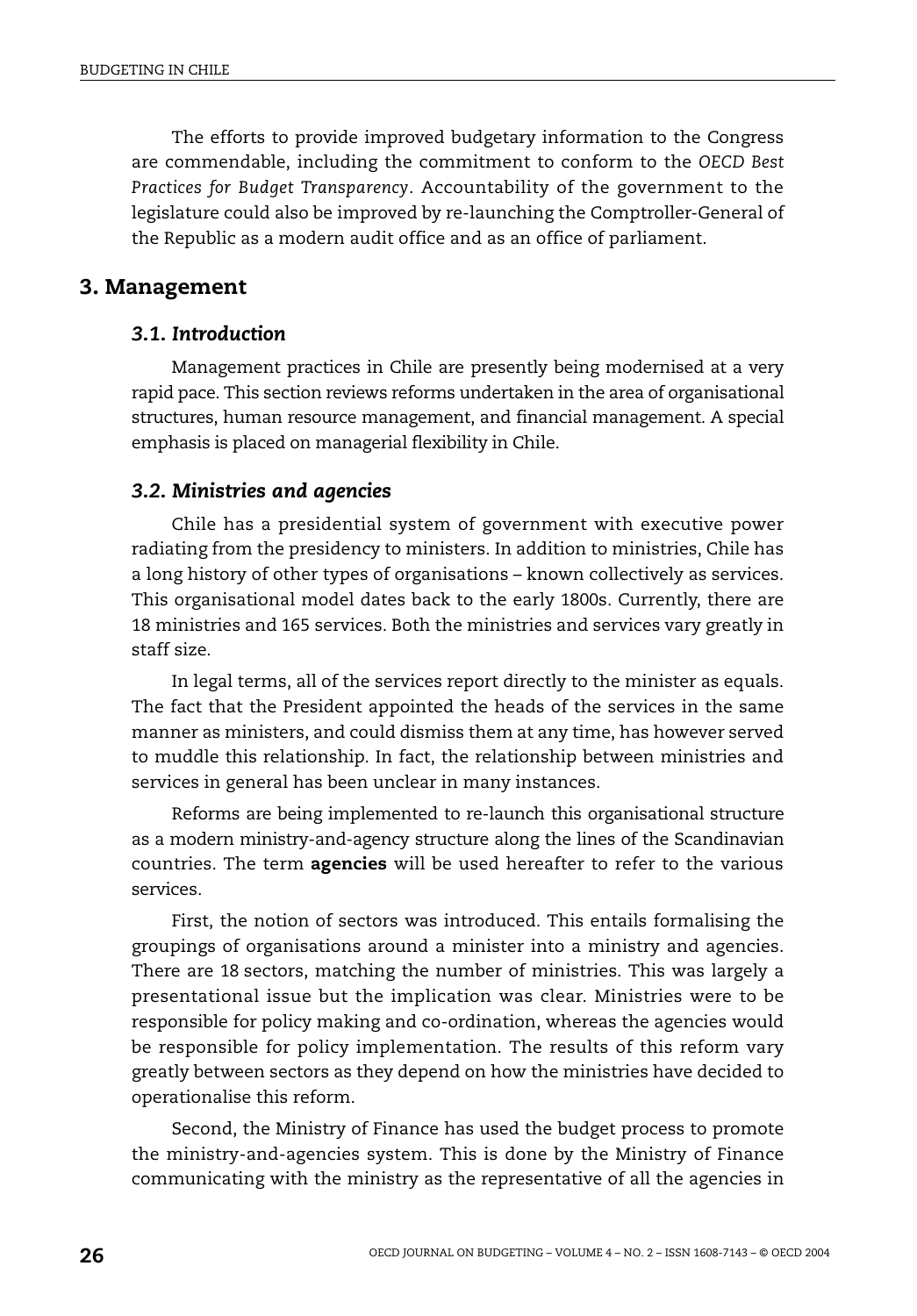The efforts to provide improved budgetary information to the Congress are commendable, including the commitment to conform to the *OECD Best Practices for Budget Transparency*. Accountability of the government to the legislature could also be improved by re-launching the Comptroller-General of the Republic as a modern audit office and as an office of parliament.

## 3. Management

### *3.1. Introduction*

Management practices in Chile are presently being modernised at a very rapid pace. This section reviews reforms undertaken in the area of organisational structures, human resource management, and financial management. A special emphasis is placed on managerial flexibility in Chile.

### *3.2. Ministries and agencies*

Chile has a presidential system of government with executive power radiating from the presidency to ministers. In addition to ministries, Chile has a long history of other types of organisations – known collectively as services. This organisational model dates back to the early 1800s. Currently, there are 18 ministries and 165 services. Both the ministries and services vary greatly in staff size.

In legal terms, all of the services report directly to the minister as equals. The fact that the President appointed the heads of the services in the same manner as ministers, and could dismiss them at any time, has however served to muddle this relationship. In fact, the relationship between ministries and services in general has been unclear in many instances.

Reforms are being implemented to re-launch this organisational structure as a modern ministry-and-agency structure along the lines of the Scandinavian countries. The term **agencies** will be used hereafter to refer to the various services.

First, the notion of sectors was introduced. This entails formalising the groupings of organisations around a minister into a ministry and agencies. There are 18 sectors, matching the number of ministries. This was largely a presentational issue but the implication was clear. Ministries were to be responsible for policy making and co-ordination, whereas the agencies would be responsible for policy implementation. The results of this reform vary greatly between sectors as they depend on how the ministries have decided to operationalise this reform.

Second, the Ministry of Finance has used the budget process to promote the ministry-and-agencies system. This is done by the Ministry of Finance communicating with the ministry as the representative of all the agencies in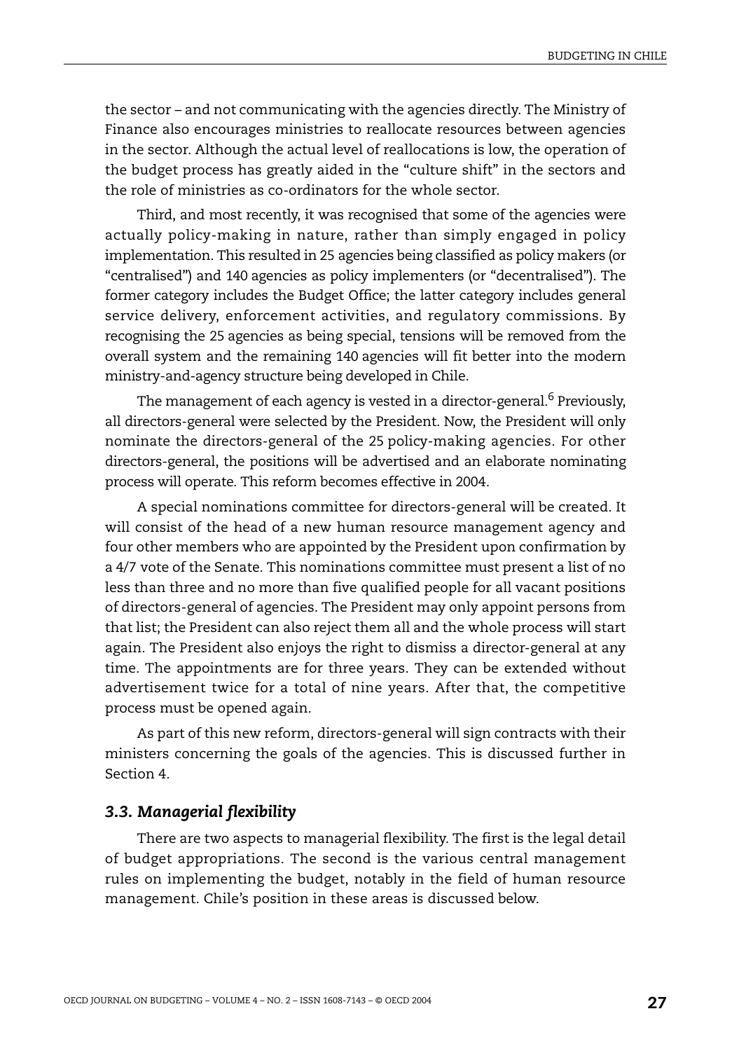the sector – and not communicating with the agencies directly. The Ministry of Finance also encourages ministries to reallocate resources between agencies in the sector. Although the actual level of reallocations is low, the operation of the budget process has greatly aided in the "culture shift" in the sectors and the role of ministries as co-ordinators for the whole sector.

Third, and most recently, it was recognised that some of the agencies were actually policy-making in nature, rather than simply engaged in policy implementation. This resulted in 25 agencies being classified as policy makers (or "centralised") and 140 agencies as policy implementers (or "decentralised"). The former category includes the Budget Office; the latter category includes general service delivery, enforcement activities, and regulatory commissions. By recognising the 25 agencies as being special, tensions will be removed from the overall system and the remaining 140 agencies will fit better into the modern ministry-and-agency structure being developed in Chile.

The management of each agency is vested in a director-general.[6] Previously, all directors-general were selected by the President. Now, the President will only nominate the directors-general of the 25 policy-making agencies. For other directors-general, the positions will be advertised and an elaborate nominating process will operate. This reform becomes effective in 2004.

A special nominations committee for directors-general will be created. It will consist of the head of a new human resource management agency and four other members who are appointed by the President upon confirmation by a 4/7 vote of the Senate. This nominations committee must present a list of no less than three and no more than five qualified people for all vacant positions of directors-general of agencies. The President may only appoint persons from that list; the President can also reject them all and the whole process will start again. The President also enjoys the right to dismiss a director-general at any time. The appointments are for three years. They can be extended without advertisement twice for a total of nine years. After that, the competitive process must be opened again.

As part of this new reform, directors-general will sign contracts with their ministers concerning the goals of the agencies. This is discussed further in Section 4.

### *3.3. Managerial flexibility*

There are two aspects to managerial flexibility. The first is the legal detail of budget appropriations. The second is the various central management rules on implementing the budget, notably in the field of human resource management. Chile's position in these areas is discussed below.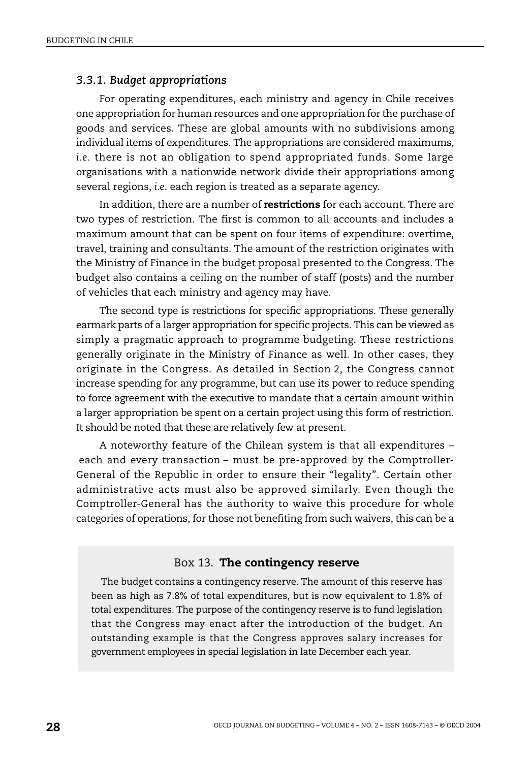### *3.3.1. Budget appropriations*

For operating expenditures, each ministry and agency in Chile receives one appropriation for human resources and one appropriation for the purchase of goods and services. These are global amounts with no subdivisions among individual items of expenditures. The appropriations are considered maximums, *i.e.* there is not an obligation to spend appropriated funds. Some large organisations with a nationwide network divide their appropriations among several regions, *i.e.* each region is treated as a separate agency.

In addition, there are a number of **restrictions** for each account. There are two types of restriction. The first is common to all accounts and includes a maximum amount that can be spent on four items of expenditure: overtime, travel, training and consultants. The amount of the restriction originates with the Ministry of Finance in the budget proposal presented to the Congress. The budget also contains a ceiling on the number of staff (posts) and the number of vehicles that each ministry and agency may have.

The second type is restrictions for specific appropriations. These generally earmark parts of a larger appropriation for specific projects. This can be viewed as simply a pragmatic approach to programme budgeting. These restrictions generally originate in the Ministry of Finance as well. In other cases, they originate in the Congress. As detailed in Section 2, the Congress cannot increase spending for any programme, but can use its power to reduce spending to force agreement with the executive to mandate that a certain amount within a larger appropriation be spent on a certain project using this form of restriction. It should be noted that these are relatively few at present.

A noteworthy feature of the Chilean system is that all expenditures – each and every transaction – must be pre-approved by the Comptroller-General of the Republic in order to ensure their "legality". Certain other administrative acts must also be approved similarly. Even though the Comptroller-General has the authority to waive this procedure for whole categories of operations, for those not benefiting from such waivers, this can be a

> **Box 13. The contingency reserve**
>
> The budget contains a contingency reserve. The amount of this reserve has been as high as 7.8% of total expenditures, but is now equivalent to 1.8% of total expenditures. The purpose of the contingency reserve is to fund legislation that the Congress may enact after the introduction of the budget. An outstanding example is that the Congress approves salary increases for government employees in special legislation in late December each year.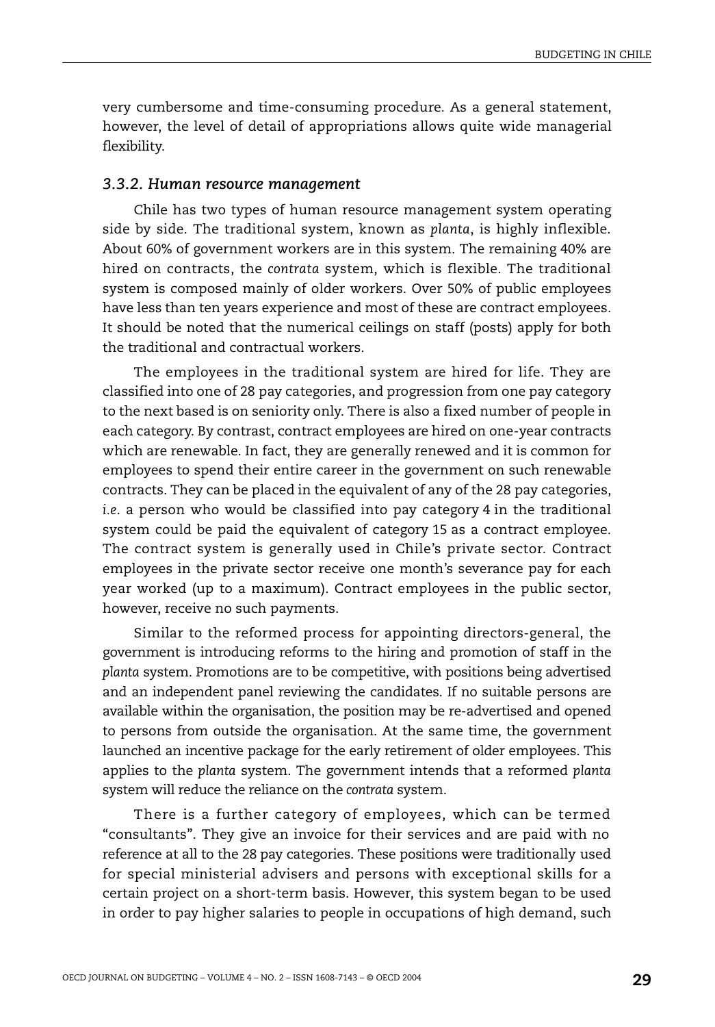very cumbersome and time-consuming procedure. As a general statement, however, the level of detail of appropriations allows quite wide managerial flexibility.

### *3.3.2. Human resource management*

Chile has two types of human resource management system operating side by side. The traditional system, known as *planta*, is highly inflexible. About 60% of government workers are in this system. The remaining 40% are hired on contracts, the *contrata* system, which is flexible. The traditional system is composed mainly of older workers. Over 50% of public employees have less than ten years experience and most of these are contract employees. It should be noted that the numerical ceilings on staff (posts) apply for both the traditional and contractual workers.

The employees in the traditional system are hired for life. They are classified into one of 28 pay categories, and progression from one pay category to the next based is on seniority only. There is also a fixed number of people in each category. By contrast, contract employees are hired on one-year contracts which are renewable. In fact, they are generally renewed and it is common for employees to spend their entire career in the government on such renewable contracts. They can be placed in the equivalent of any of the 28 pay categories, *i.e.* a person who would be classified into pay category 4 in the traditional system could be paid the equivalent of category 15 as a contract employee. The contract system is generally used in Chile's private sector. Contract employees in the private sector receive one month's severance pay for each year worked (up to a maximum). Contract employees in the public sector, however, receive no such payments.

Similar to the reformed process for appointing directors-general, the government is introducing reforms to the hiring and promotion of staff in the *planta* system. Promotions are to be competitive, with positions being advertised and an independent panel reviewing the candidates. If no suitable persons are available within the organisation, the position may be re-advertised and opened to persons from outside the organisation. At the same time, the government launched an incentive package for the early retirement of older employees. This applies to the *planta* system. The government intends that a reformed *planta* system will reduce the reliance on the *contrata* system.

There is a further category of employees, which can be termed "consultants". They give an invoice for their services and are paid with no reference at all to the 28 pay categories. These positions were traditionally used for special ministerial advisers and persons with exceptional skills for a certain project on a short-term basis. However, this system began to be used in order to pay higher salaries to people in occupations of high demand, such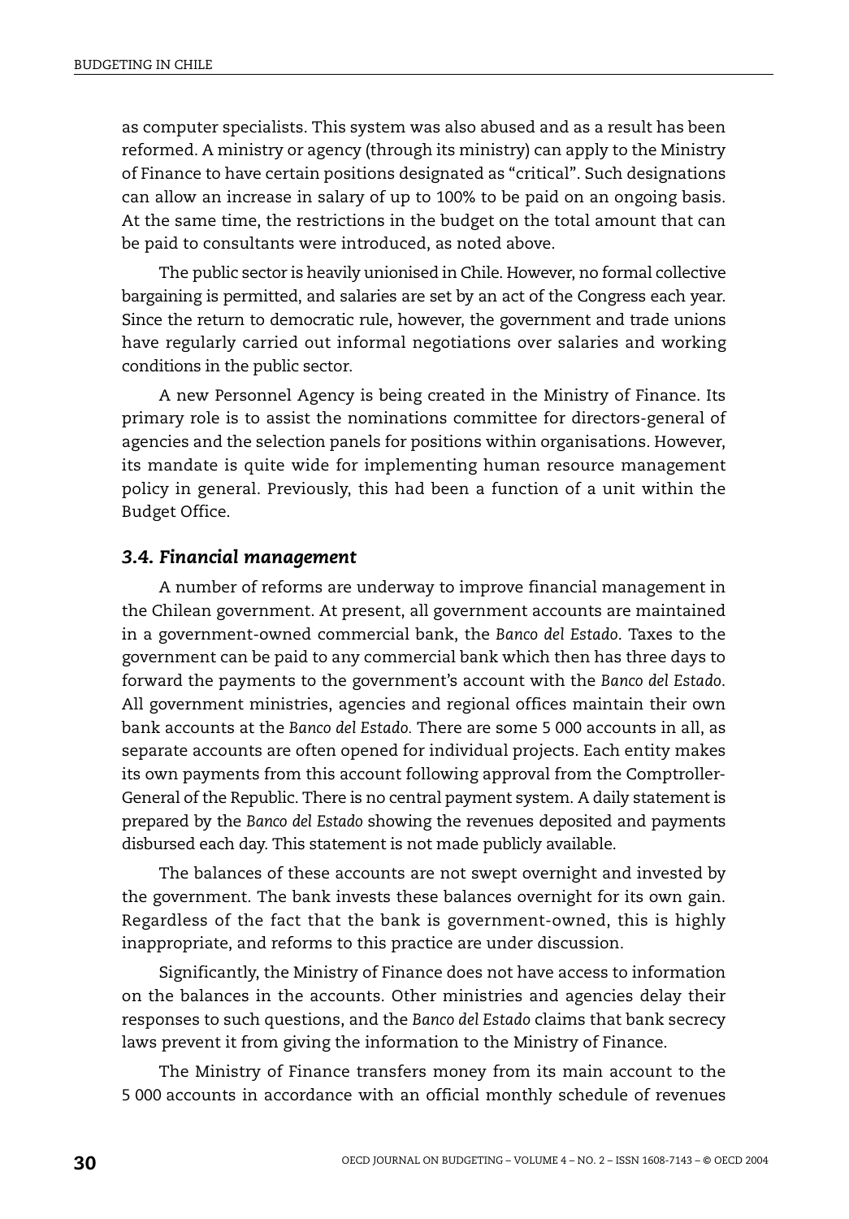as computer specialists. This system was also abused and as a result has been reformed. A ministry or agency (through its ministry) can apply to the Ministry of Finance to have certain positions designated as "critical". Such designations can allow an increase in salary of up to 100% to be paid on an ongoing basis. At the same time, the restrictions in the budget on the total amount that can be paid to consultants were introduced, as noted above.

The public sector is heavily unionised in Chile. However, no formal collective bargaining is permitted, and salaries are set by an act of the Congress each year. Since the return to democratic rule, however, the government and trade unions have regularly carried out informal negotiations over salaries and working conditions in the public sector.

A new Personnel Agency is being created in the Ministry of Finance. Its primary role is to assist the nominations committee for directors-general of agencies and the selection panels for positions within organisations. However, its mandate is quite wide for implementing human resource management policy in general. Previously, this had been a function of a unit within the Budget Office.

### *3.4. Financial management*

A number of reforms are underway to improve financial management in the Chilean government. At present, all government accounts are maintained in a government-owned commercial bank, the *Banco del Estado*. Taxes to the government can be paid to any commercial bank which then has three days to forward the payments to the government's account with the *Banco del Estado*. All government ministries, agencies and regional offices maintain their own bank accounts at the *Banco del Estado.* There are some 5 000 accounts in all, as separate accounts are often opened for individual projects. Each entity makes its own payments from this account following approval from the Comptroller-General of the Republic. There is no central payment system. A daily statement is prepared by the *Banco del Estado* showing the revenues deposited and payments disbursed each day. This statement is not made publicly available.

The balances of these accounts are not swept overnight and invested by the government. The bank invests these balances overnight for its own gain. Regardless of the fact that the bank is government-owned, this is highly inappropriate, and reforms to this practice are under discussion.

Significantly, the Ministry of Finance does not have access to information on the balances in the accounts. Other ministries and agencies delay their responses to such questions, and the *Banco del Estado* claims that bank secrecy laws prevent it from giving the information to the Ministry of Finance.

The Ministry of Finance transfers money from its main account to the 5 000 accounts in accordance with an official monthly schedule of revenues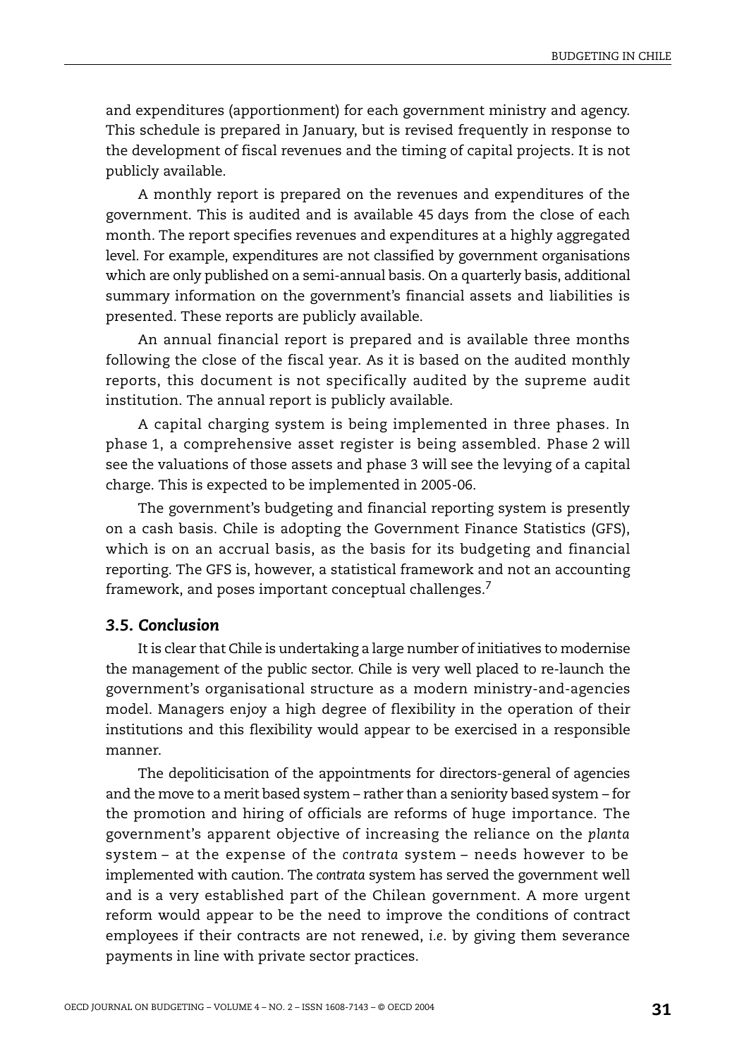and expenditures (apportionment) for each government ministry and agency. This schedule is prepared in January, but is revised frequently in response to the development of fiscal revenues and the timing of capital projects. It is not publicly available.

A monthly report is prepared on the revenues and expenditures of the government. This is audited and is available 45 days from the close of each month. The report specifies revenues and expenditures at a highly aggregated level. For example, expenditures are not classified by government organisations which are only published on a semi-annual basis. On a quarterly basis, additional summary information on the government's financial assets and liabilities is presented. These reports are publicly available.

An annual financial report is prepared and is available three months following the close of the fiscal year. As it is based on the audited monthly reports, this document is not specifically audited by the supreme audit institution. The annual report is publicly available.

A capital charging system is being implemented in three phases. In phase 1, a comprehensive asset register is being assembled. Phase 2 will see the valuations of those assets and phase 3 will see the levying of a capital charge. This is expected to be implemented in 2005-06.

The government's budgeting and financial reporting system is presently on a cash basis. Chile is adopting the Government Finance Statistics (GFS), which is on an accrual basis, as the basis for its budgeting and financial reporting. The GFS is, however, a statistical framework and not an accounting framework, and poses important conceptual challenges.[7]

### *3.5. Conclusion*

It is clear that Chile is undertaking a large number of initiatives to modernise the management of the public sector. Chile is very well placed to re-launch the government's organisational structure as a modern ministry-and-agencies model. Managers enjoy a high degree of flexibility in the operation of their institutions and this flexibility would appear to be exercised in a responsible manner.

The depoliticisation of the appointments for directors-general of agencies and the move to a merit based system – rather than a seniority based system – for the promotion and hiring of officials are reforms of huge importance. The government's apparent objective of increasing the reliance on the *planta* system – at the expense of the *contrata* system – needs however to be implemented with caution. The *contrata* system has served the government well and is a very established part of the Chilean government. A more urgent reform would appear to be the need to improve the conditions of contract employees if their contracts are not renewed, *i.e.* by giving them severance payments in line with private sector practices.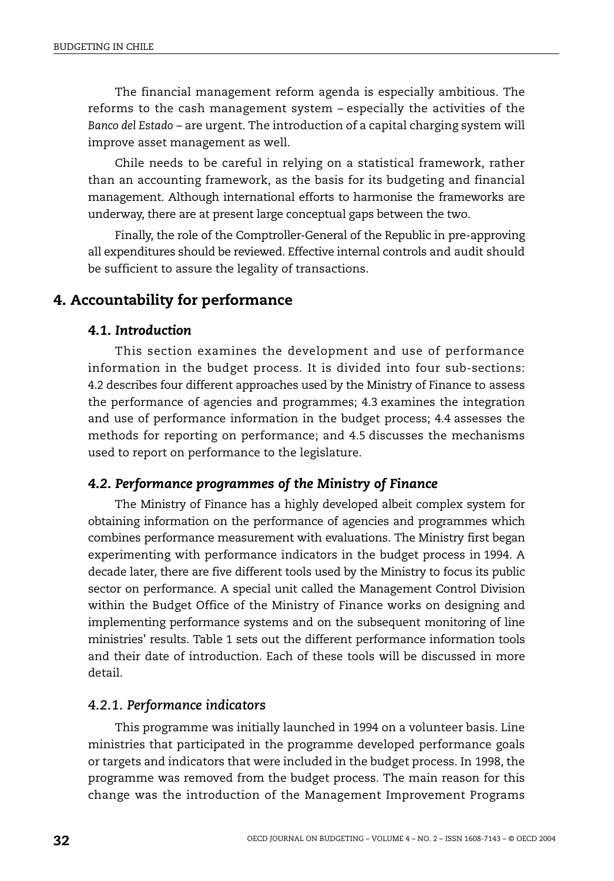The financial management reform agenda is especially ambitious. The reforms to the cash management system – especially the activities of the *Banco del Estado* – are urgent. The introduction of a capital charging system will improve asset management as well.

Chile needs to be careful in relying on a statistical framework, rather than an accounting framework, as the basis for its budgeting and financial management. Although international efforts to harmonise the frameworks are underway, there are at present large conceptual gaps between the two.

Finally, the role of the Comptroller-General of the Republic in pre-approving all expenditures should be reviewed. Effective internal controls and audit should be sufficient to assure the legality of transactions.

## 4. Accountability for performance

### *4.1. Introduction*

This section examines the development and use of performance information in the budget process. It is divided into four sub-sections: 4.2 describes four different approaches used by the Ministry of Finance to assess the performance of agencies and programmes; 4.3 examines the integration and use of performance information in the budget process; 4.4 assesses the methods for reporting on performance; and 4.5 discusses the mechanisms used to report on performance to the legislature.

### *4.2. Performance programmes of the Ministry of Finance*

The Ministry of Finance has a highly developed albeit complex system for obtaining information on the performance of agencies and programmes which combines performance measurement with evaluations. The Ministry first began experimenting with performance indicators in the budget process in 1994. A decade later, there are five different tools used by the Ministry to focus its public sector on performance. A special unit called the Management Control Division within the Budget Office of the Ministry of Finance works on designing and implementing performance systems and on the subsequent monitoring of line ministries' results. Table 1 sets out the different performance information tools and their date of introduction. Each of these tools will be discussed in more detail.

#### *4.2.1. Performance indicators*

This programme was initially launched in 1994 on a volunteer basis. Line ministries that participated in the programme developed performance goals or targets and indicators that were included in the budget process. In 1998, the programme was removed from the budget process. The main reason for this change was the introduction of the Management Improvement Programs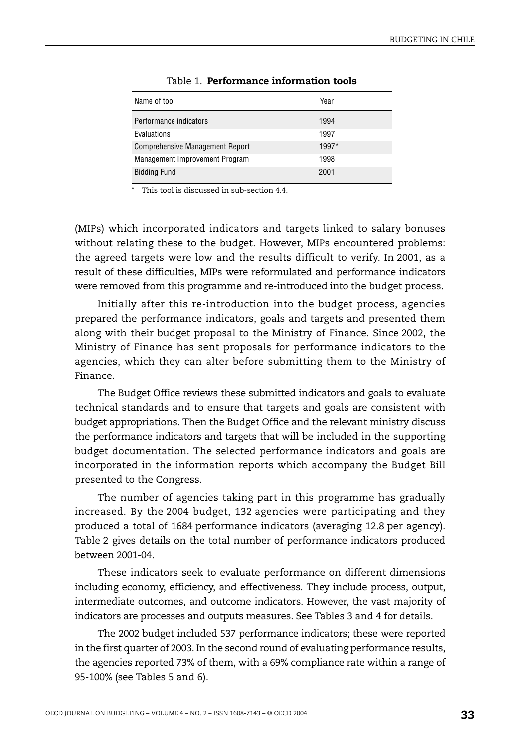Table 1. **Performance information tools**

| Name of tool | Year |
|---|---|
| Performance indicators | 1994 |
| Evaluations | 1997 |
| Comprehensive Management Report | 1997* |
| Management Improvement Program | 1998 |
| Bidding Fund | 2001 |

\* This tool is discussed in sub-section 4.4.

(MIPs) which incorporated indicators and targets linked to salary bonuses without relating these to the budget. However, MIPs encountered problems: the agreed targets were low and the results difficult to verify. In 2001, as a result of these difficulties, MIPs were reformulated and performance indicators were removed from this programme and re-introduced into the budget process.

Initially after this re-introduction into the budget process, agencies prepared the performance indicators, goals and targets and presented them along with their budget proposal to the Ministry of Finance. Since 2002, the Ministry of Finance has sent proposals for performance indicators to the agencies, which they can alter before submitting them to the Ministry of Finance.

The Budget Office reviews these submitted indicators and goals to evaluate technical standards and to ensure that targets and goals are consistent with budget appropriations. Then the Budget Office and the relevant ministry discuss the performance indicators and targets that will be included in the supporting budget documentation. The selected performance indicators and goals are incorporated in the information reports which accompany the Budget Bill presented to the Congress.

The number of agencies taking part in this programme has gradually increased. By the 2004 budget, 132 agencies were participating and they produced a total of 1684 performance indicators (averaging 12.8 per agency). Table 2 gives details on the total number of performance indicators produced between 2001-04.

These indicators seek to evaluate performance on different dimensions including economy, efficiency, and effectiveness. They include process, output, intermediate outcomes, and outcome indicators. However, the vast majority of indicators are processes and outputs measures. See Tables 3 and 4 for details.

The 2002 budget included 537 performance indicators; these were reported in the first quarter of 2003. In the second round of evaluating performance results, the agencies reported 73% of them, with a 69% compliance rate within a range of 95-100% (see Tables 5 and 6).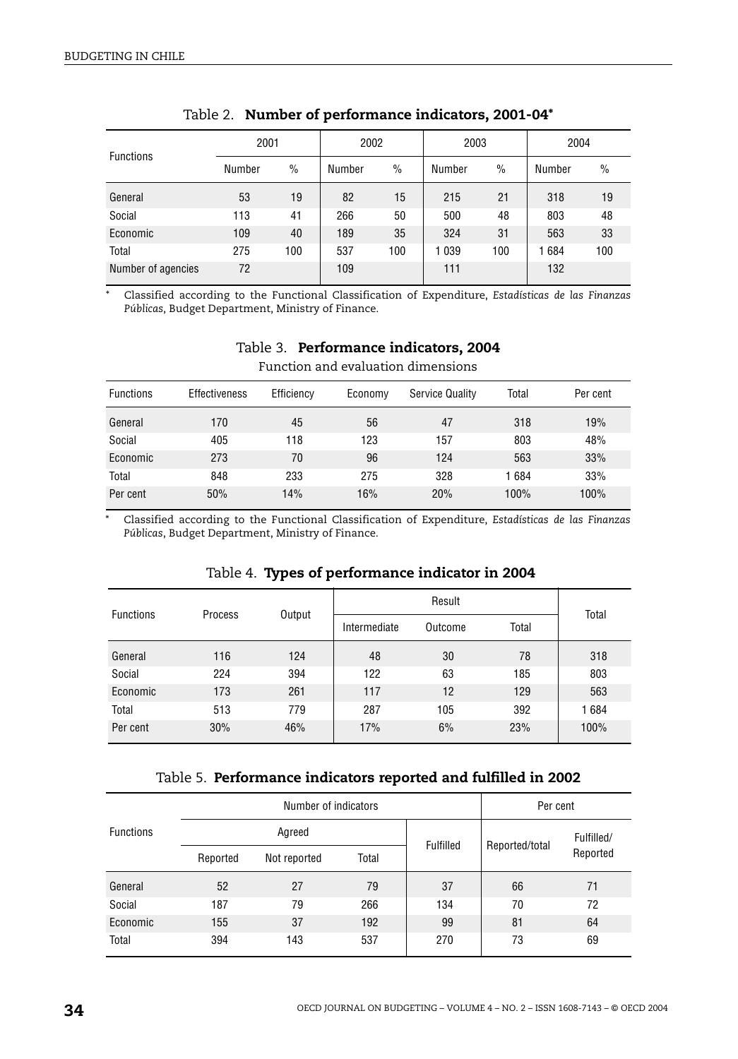Table 2. **Number of performance indicators, 2001-04***

| Functions | 2001 | | 2002 | | 2003 | | 2004 | |
|---|---|---|---|---|---|---|---|---|
| | Number | % | Number | % | Number | % | Number | % |
| General | 53 | 19 | 82 | 15 | 215 | 21 | 318 | 19 |
| Social | 113 | 41 | 266 | 50 | 500 | 48 | 803 | 48 |
| Economic | 109 | 40 | 189 | 35 | 324 | 31 | 563 | 33 |
| Total | 275 | 100 | 537 | 100 | 1 039 | 100 | 1 684 | 100 |
| Number of agencies | 72 | | 109 | | 111 | | 132 | |

\* Classified according to the Functional Classification of Expenditure, *Estadísticas de las Finanzas Públicas*, Budget Department, Ministry of Finance.

Table 3. **Performance indicators, 2004**

Function and evaluation dimensions

| Functions | Effectiveness | Efficiency | Economy | Service Quality | Total | Per cent |
|---|---|---|---|---|---|---|
| General | 170 | 45 | 56 | 47 | 318 | 19% |
| Social | 405 | 118 | 123 | 157 | 803 | 48% |
| Economic | 273 | 70 | 96 | 124 | 563 | 33% |
| Total | 848 | 233 | 275 | 328 | 1 684 | 33% |
| Per cent | 50% | 14% | 16% | 20% | 100% | 100% |

\* Classified according to the Functional Classification of Expenditure, *Estadísticas de las Finanzas Públicas*, Budget Department, Ministry of Finance.

Table 4. **Types of performance indicator in 2004**

| Functions | Process | Output | Result | | | Total |
|---|---|---|---|---|---|---|
| | | | Intermediate | Outcome | Total | |
| General | 116 | 124 | 48 | 30 | 78 | 318 |
| Social | 224 | 394 | 122 | 63 | 185 | 803 |
| Economic | 173 | 261 | 117 | 12 | 129 | 563 |
| Total | 513 | 779 | 287 | 105 | 392 | 1 684 |
| Per cent | 30% | 46% | 17% | 6% | 23% | 100% |

Table 5. **Performance indicators reported and fulfilled in 2002**

| Functions | Number of indicators | | | | Per cent | |
|---|---|---|---|---|---|---|
| | Agreed | | | Fulfilled | Reported/total | Fulfilled/ Reported |
| | Reported | Not reported | Total | | | |
| General | 52 | 27 | 79 | 37 | 66 | 71 |
| Social | 187 | 79 | 266 | 134 | 70 | 72 |
| Economic | 155 | 37 | 192 | 99 | 81 | 64 |
| Total | 394 | 143 | 537 | 270 | 73 | 69 |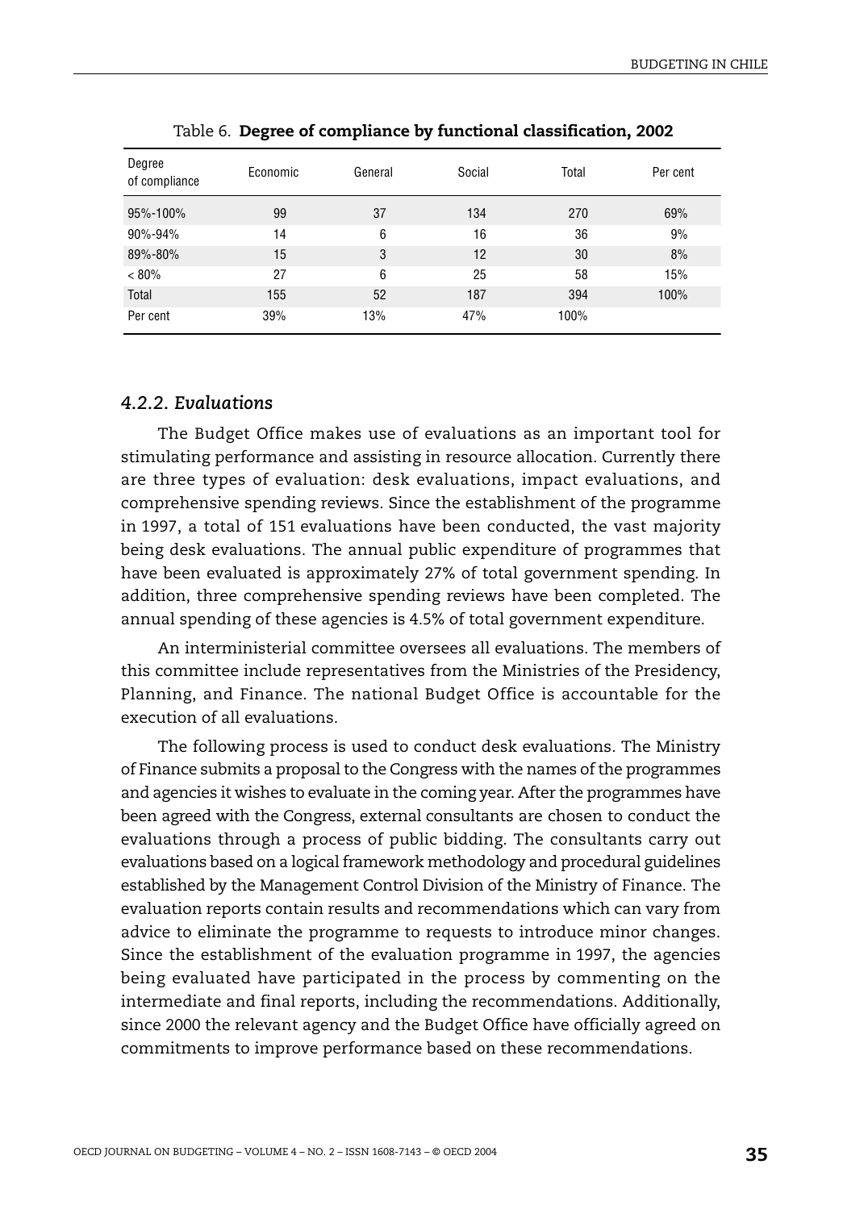Table 6. **Degree of compliance by functional classification, 2002**

| Degree of compliance | Economic | General | Social | Total | Per cent |
|---|---|---|---|---|---|
| 95%-100% | 99 | 37 | 134 | 270 | 69% |
| 90%-94% | 14 | 6 | 16 | 36 | 9% |
| 89%-80% | 15 | 3 | 12 | 30 | 8% |
| < 80% | 27 | 6 | 25 | 58 | 15% |
| Total | 155 | 52 | 187 | 394 | 100% |
| Per cent | 39% | 13% | 47% | 100% | |

### *4.2.2. Evaluations*

The Budget Office makes use of evaluations as an important tool for stimulating performance and assisting in resource allocation. Currently there are three types of evaluation: desk evaluations, impact evaluations, and comprehensive spending reviews. Since the establishment of the programme in 1997, a total of 151 evaluations have been conducted, the vast majority being desk evaluations. The annual public expenditure of programmes that have been evaluated is approximately 27% of total government spending. In addition, three comprehensive spending reviews have been completed. The annual spending of these agencies is 4.5% of total government expenditure.

An interministerial committee oversees all evaluations. The members of this committee include representatives from the Ministries of the Presidency, Planning, and Finance. The national Budget Office is accountable for the execution of all evaluations.

The following process is used to conduct desk evaluations. The Ministry of Finance submits a proposal to the Congress with the names of the programmes and agencies it wishes to evaluate in the coming year. After the programmes have been agreed with the Congress, external consultants are chosen to conduct the evaluations through a process of public bidding. The consultants carry out evaluations based on a logical framework methodology and procedural guidelines established by the Management Control Division of the Ministry of Finance. The evaluation reports contain results and recommendations which can vary from advice to eliminate the programme to requests to introduce minor changes. Since the establishment of the evaluation programme in 1997, the agencies being evaluated have participated in the process by commenting on the intermediate and final reports, including the recommendations. Additionally, since 2000 the relevant agency and the Budget Office have officially agreed on commitments to improve performance based on these recommendations.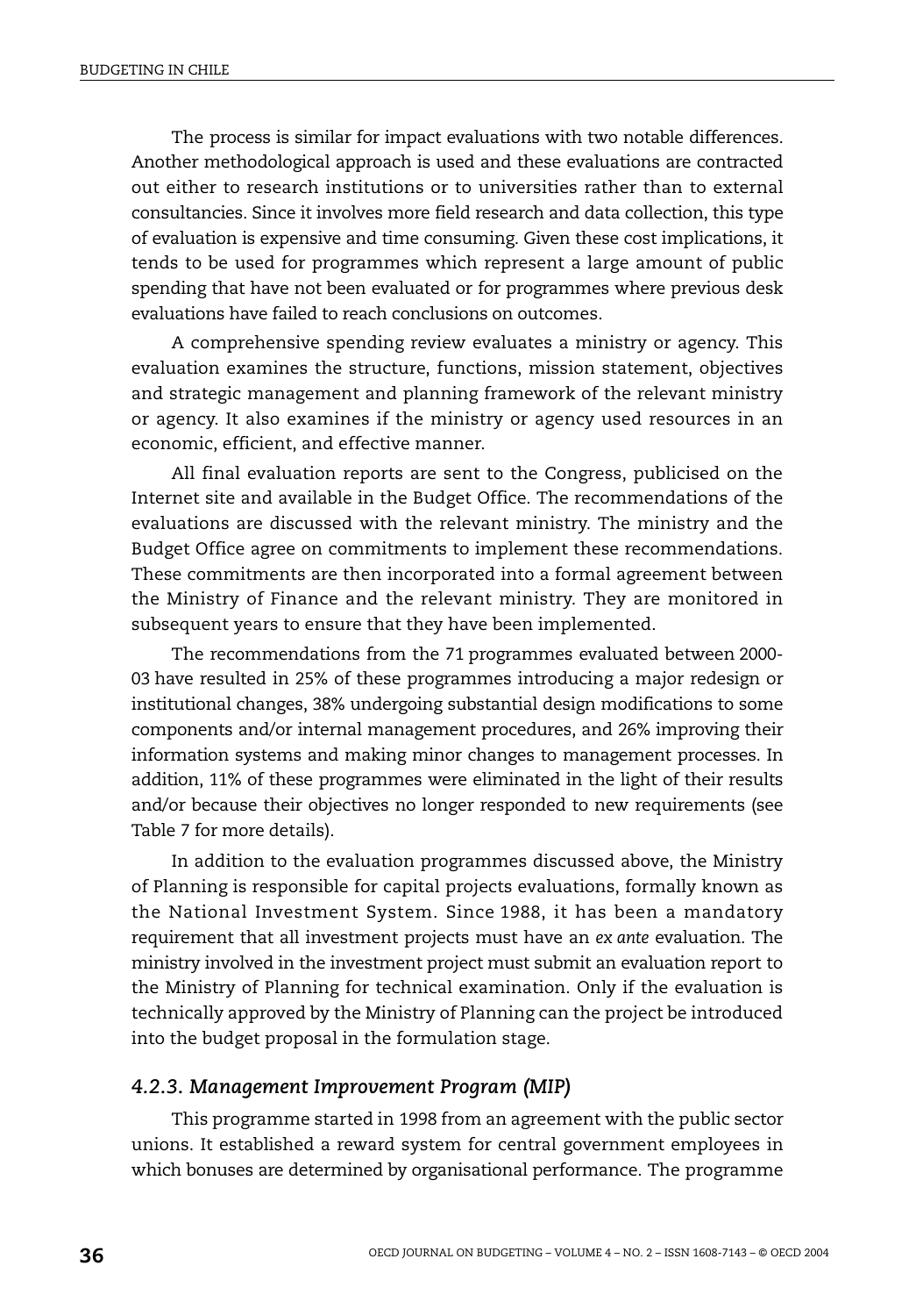The process is similar for impact evaluations with two notable differences. Another methodological approach is used and these evaluations are contracted out either to research institutions or to universities rather than to external consultancies. Since it involves more field research and data collection, this type of evaluation is expensive and time consuming. Given these cost implications, it tends to be used for programmes which represent a large amount of public spending that have not been evaluated or for programmes where previous desk evaluations have failed to reach conclusions on outcomes.

A comprehensive spending review evaluates a ministry or agency. This evaluation examines the structure, functions, mission statement, objectives and strategic management and planning framework of the relevant ministry or agency. It also examines if the ministry or agency used resources in an economic, efficient, and effective manner.

All final evaluation reports are sent to the Congress, publicised on the Internet site and available in the Budget Office. The recommendations of the evaluations are discussed with the relevant ministry. The ministry and the Budget Office agree on commitments to implement these recommendations. These commitments are then incorporated into a formal agreement between the Ministry of Finance and the relevant ministry. They are monitored in subsequent years to ensure that they have been implemented.

The recommendations from the 71 programmes evaluated between 2000-03 have resulted in 25% of these programmes introducing a major redesign or institutional changes, 38% undergoing substantial design modifications to some components and/or internal management procedures, and 26% improving their information systems and making minor changes to management processes. In addition, 11% of these programmes were eliminated in the light of their results and/or because their objectives no longer responded to new requirements (see Table 7 for more details).

In addition to the evaluation programmes discussed above, the Ministry of Planning is responsible for capital projects evaluations, formally known as the National Investment System. Since 1988, it has been a mandatory requirement that all investment projects must have an *ex ante* evaluation. The ministry involved in the investment project must submit an evaluation report to the Ministry of Planning for technical examination. Only if the evaluation is technically approved by the Ministry of Planning can the project be introduced into the budget proposal in the formulation stage.

#### *4.2.3. Management Improvement Program (MIP)*

This programme started in 1998 from an agreement with the public sector unions. It established a reward system for central government employees in which bonuses are determined by organisational performance. The programme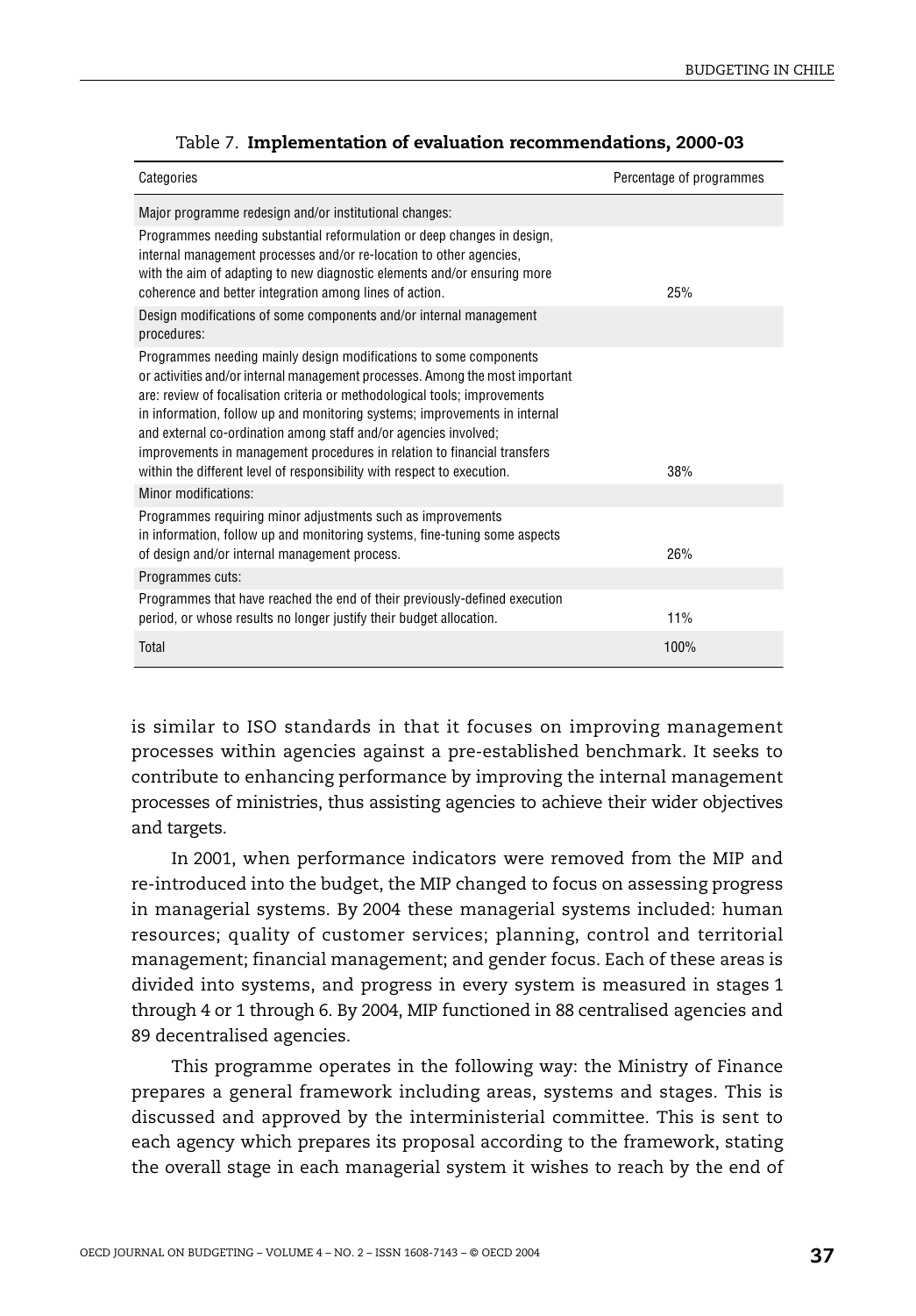Table 7. **Implementation of evaluation recommendations, 2000-03**

| Categories | Percentage of programmes |
|---|---|
| Major programme redesign and/or institutional changes: | |
| Programmes needing substantial reformulation or deep changes in design, internal management processes and/or re-location to other agencies, with the aim of adapting to new diagnostic elements and/or ensuring more coherence and better integration among lines of action. | 25% |
| Design modifications of some components and/or internal management procedures: | |
| Programmes needing mainly design modifications to some components or activities and/or internal management processes. Among the most important are: review of focalisation criteria or methodological tools; improvements in information, follow up and monitoring systems; improvements in internal and external co-ordination among staff and/or agencies involved; improvements in management procedures in relation to financial transfers within the different level of responsibility with respect to execution. | 38% |
| Minor modifications: | |
| Programmes requiring minor adjustments such as improvements in information, follow up and monitoring systems, fine-tuning some aspects of design and/or internal management process. | 26% |
| Programmes cuts: | |
| Programmes that have reached the end of their previously-defined execution period, or whose results no longer justify their budget allocation. | 11% |
| Total | 100% |

is similar to ISO standards in that it focuses on improving management processes within agencies against a pre-established benchmark. It seeks to contribute to enhancing performance by improving the internal management processes of ministries, thus assisting agencies to achieve their wider objectives and targets.

In 2001, when performance indicators were removed from the MIP and re-introduced into the budget, the MIP changed to focus on assessing progress in managerial systems. By 2004 these managerial systems included: human resources; quality of customer services; planning, control and territorial management; financial management; and gender focus. Each of these areas is divided into systems, and progress in every system is measured in stages 1 through 4 or 1 through 6. By 2004, MIP functioned in 88 centralised agencies and 89 decentralised agencies.

This programme operates in the following way: the Ministry of Finance prepares a general framework including areas, systems and stages. This is discussed and approved by the interministerial committee. This is sent to each agency which prepares its proposal according to the framework, stating the overall stage in each managerial system it wishes to reach by the end of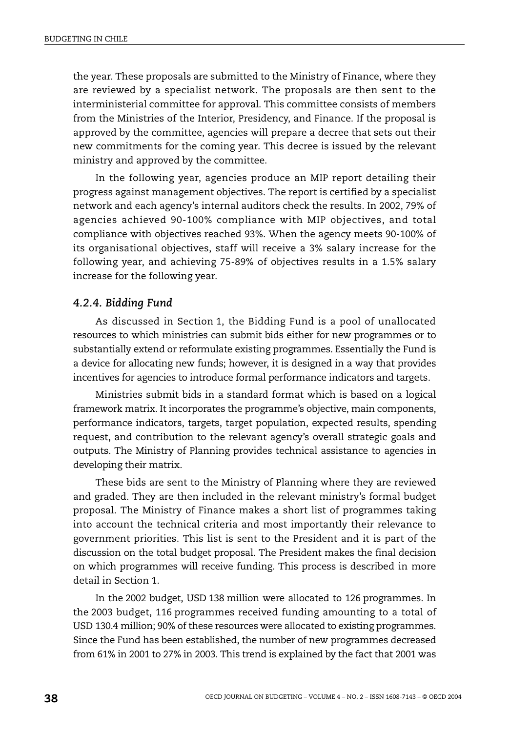the year. These proposals are submitted to the Ministry of Finance, where they are reviewed by a specialist network. The proposals are then sent to the interministerial committee for approval. This committee consists of members from the Ministries of the Interior, Presidency, and Finance. If the proposal is approved by the committee, agencies will prepare a decree that sets out their new commitments for the coming year. This decree is issued by the relevant ministry and approved by the committee.

In the following year, agencies produce an MIP report detailing their progress against management objectives. The report is certified by a specialist network and each agency's internal auditors check the results. In 2002, 79% of agencies achieved 90-100% compliance with MIP objectives, and total compliance with objectives reached 93%. When the agency meets 90-100% of its organisational objectives, staff will receive a 3% salary increase for the following year, and achieving 75-89% of objectives results in a 1.5% salary increase for the following year.

#### *4.2.4. Bidding Fund*

As discussed in Section 1, the Bidding Fund is a pool of unallocated resources to which ministries can submit bids either for new programmes or to substantially extend or reformulate existing programmes. Essentially the Fund is a device for allocating new funds; however, it is designed in a way that provides incentives for agencies to introduce formal performance indicators and targets.

Ministries submit bids in a standard format which is based on a logical framework matrix. It incorporates the programme's objective, main components, performance indicators, targets, target population, expected results, spending request, and contribution to the relevant agency's overall strategic goals and outputs. The Ministry of Planning provides technical assistance to agencies in developing their matrix.

These bids are sent to the Ministry of Planning where they are reviewed and graded. They are then included in the relevant ministry's formal budget proposal. The Ministry of Finance makes a short list of programmes taking into account the technical criteria and most importantly their relevance to government priorities. This list is sent to the President and it is part of the discussion on the total budget proposal. The President makes the final decision on which programmes will receive funding. This process is described in more detail in Section 1.

In the 2002 budget, USD 138 million were allocated to 126 programmes. In the 2003 budget, 116 programmes received funding amounting to a total of USD 130.4 million; 90% of these resources were allocated to existing programmes. Since the Fund has been established, the number of new programmes decreased from 61% in 2001 to 27% in 2003. This trend is explained by the fact that 2001 was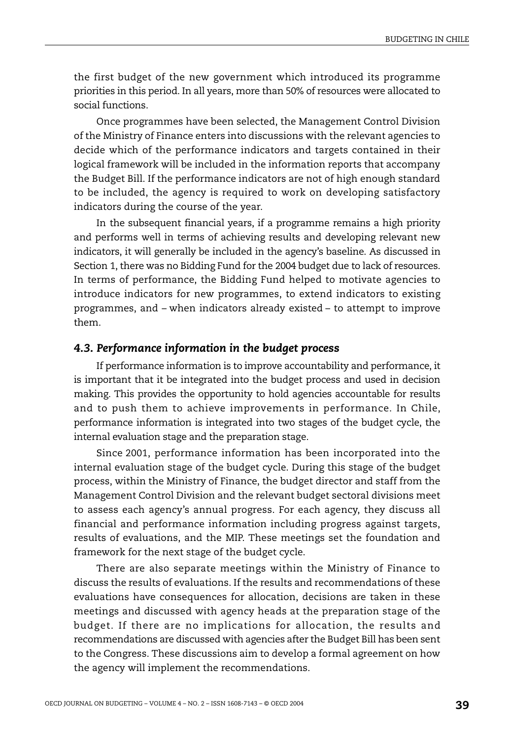the first budget of the new government which introduced its programme priorities in this period. In all years, more than 50% of resources were allocated to social functions.

Once programmes have been selected, the Management Control Division of the Ministry of Finance enters into discussions with the relevant agencies to decide which of the performance indicators and targets contained in their logical framework will be included in the information reports that accompany the Budget Bill. If the performance indicators are not of high enough standard to be included, the agency is required to work on developing satisfactory indicators during the course of the year.

In the subsequent financial years, if a programme remains a high priority and performs well in terms of achieving results and developing relevant new indicators, it will generally be included in the agency's baseline. As discussed in Section 1, there was no Bidding Fund for the 2004 budget due to lack of resources. In terms of performance, the Bidding Fund helped to motivate agencies to introduce indicators for new programmes, to extend indicators to existing programmes, and – when indicators already existed – to attempt to improve them.

### *4.3. Performance information in the budget process*

If performance information is to improve accountability and performance, it is important that it be integrated into the budget process and used in decision making. This provides the opportunity to hold agencies accountable for results and to push them to achieve improvements in performance. In Chile, performance information is integrated into two stages of the budget cycle, the internal evaluation stage and the preparation stage.

Since 2001, performance information has been incorporated into the internal evaluation stage of the budget cycle. During this stage of the budget process, within the Ministry of Finance, the budget director and staff from the Management Control Division and the relevant budget sectoral divisions meet to assess each agency's annual progress. For each agency, they discuss all financial and performance information including progress against targets, results of evaluations, and the MIP. These meetings set the foundation and framework for the next stage of the budget cycle.

There are also separate meetings within the Ministry of Finance to discuss the results of evaluations. If the results and recommendations of these evaluations have consequences for allocation, decisions are taken in these meetings and discussed with agency heads at the preparation stage of the budget. If there are no implications for allocation, the results and recommendations are discussed with agencies after the Budget Bill has been sent to the Congress. These discussions aim to develop a formal agreement on how the agency will implement the recommendations.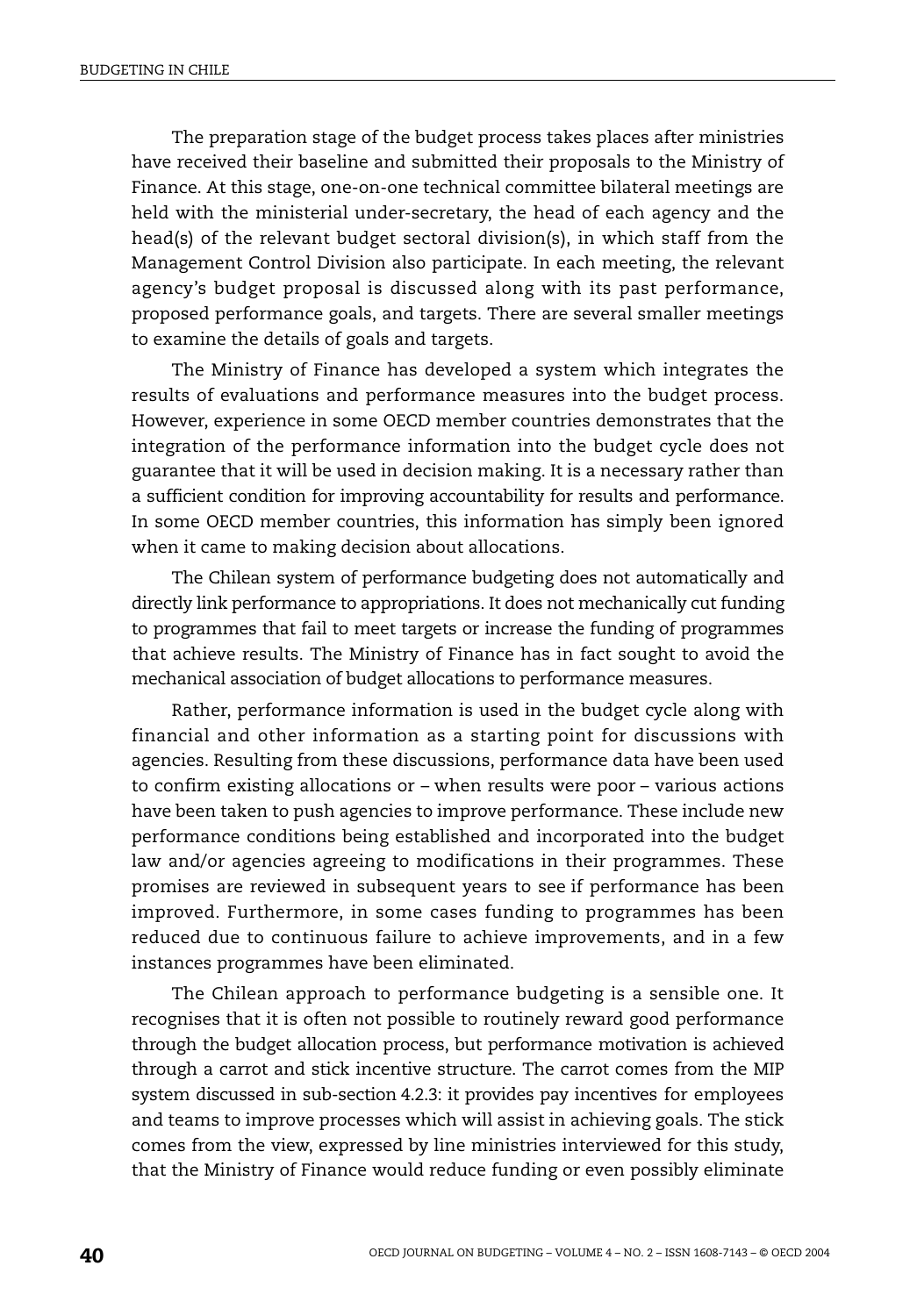The preparation stage of the budget process takes places after ministries have received their baseline and submitted their proposals to the Ministry of Finance. At this stage, one-on-one technical committee bilateral meetings are held with the ministerial under-secretary, the head of each agency and the head(s) of the relevant budget sectoral division(s), in which staff from the Management Control Division also participate. In each meeting, the relevant agency's budget proposal is discussed along with its past performance, proposed performance goals, and targets. There are several smaller meetings to examine the details of goals and targets.

The Ministry of Finance has developed a system which integrates the results of evaluations and performance measures into the budget process. However, experience in some OECD member countries demonstrates that the integration of the performance information into the budget cycle does not guarantee that it will be used in decision making. It is a necessary rather than a sufficient condition for improving accountability for results and performance. In some OECD member countries, this information has simply been ignored when it came to making decision about allocations.

The Chilean system of performance budgeting does not automatically and directly link performance to appropriations. It does not mechanically cut funding to programmes that fail to meet targets or increase the funding of programmes that achieve results. The Ministry of Finance has in fact sought to avoid the mechanical association of budget allocations to performance measures.

Rather, performance information is used in the budget cycle along with financial and other information as a starting point for discussions with agencies. Resulting from these discussions, performance data have been used to confirm existing allocations or – when results were poor – various actions have been taken to push agencies to improve performance. These include new performance conditions being established and incorporated into the budget law and/or agencies agreeing to modifications in their programmes. These promises are reviewed in subsequent years to see if performance has been improved. Furthermore, in some cases funding to programmes has been reduced due to continuous failure to achieve improvements, and in a few instances programmes have been eliminated.

The Chilean approach to performance budgeting is a sensible one. It recognises that it is often not possible to routinely reward good performance through the budget allocation process, but performance motivation is achieved through a carrot and stick incentive structure. The carrot comes from the MIP system discussed in sub-section 4.2.3: it provides pay incentives for employees and teams to improve processes which will assist in achieving goals. The stick comes from the view, expressed by line ministries interviewed for this study, that the Ministry of Finance would reduce funding or even possibly eliminate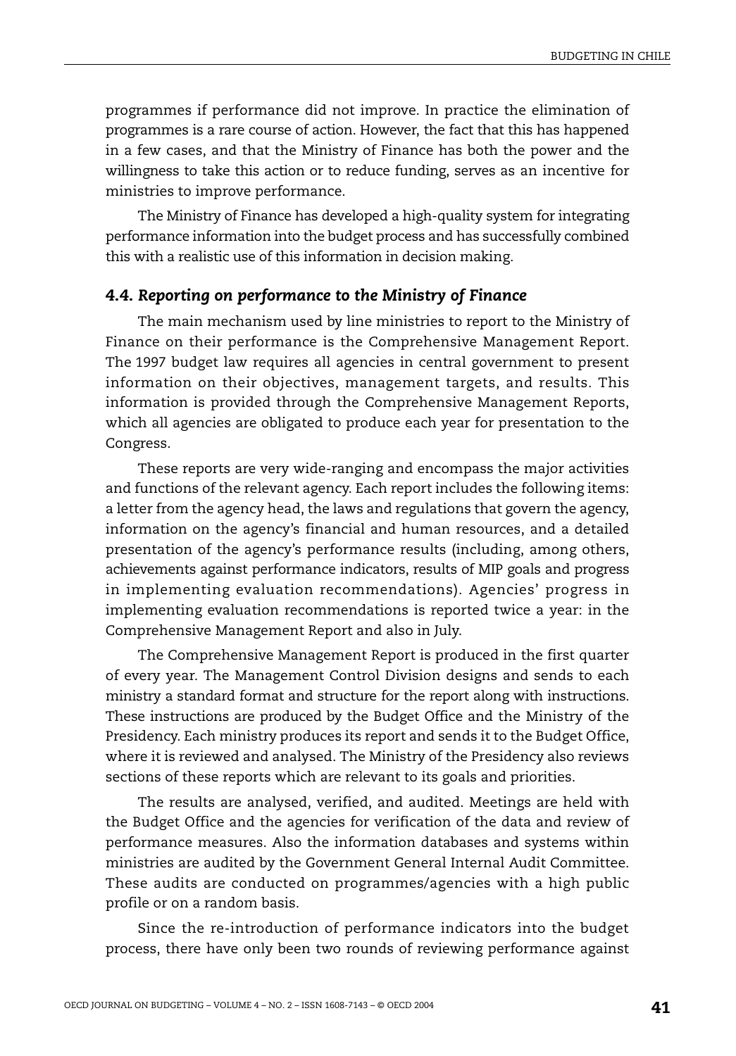programmes if performance did not improve. In practice the elimination of programmes is a rare course of action. However, the fact that this has happened in a few cases, and that the Ministry of Finance has both the power and the willingness to take this action or to reduce funding, serves as an incentive for ministries to improve performance.

The Ministry of Finance has developed a high-quality system for integrating performance information into the budget process and has successfully combined this with a realistic use of this information in decision making.

### *4.4. Reporting on performance to the Ministry of Finance*

The main mechanism used by line ministries to report to the Ministry of Finance on their performance is the Comprehensive Management Report. The 1997 budget law requires all agencies in central government to present information on their objectives, management targets, and results. This information is provided through the Comprehensive Management Reports, which all agencies are obligated to produce each year for presentation to the Congress.

These reports are very wide-ranging and encompass the major activities and functions of the relevant agency. Each report includes the following items: a letter from the agency head, the laws and regulations that govern the agency, information on the agency's financial and human resources, and a detailed presentation of the agency's performance results (including, among others, achievements against performance indicators, results of MIP goals and progress in implementing evaluation recommendations). Agencies' progress in implementing evaluation recommendations is reported twice a year: in the Comprehensive Management Report and also in July.

The Comprehensive Management Report is produced in the first quarter of every year. The Management Control Division designs and sends to each ministry a standard format and structure for the report along with instructions. These instructions are produced by the Budget Office and the Ministry of the Presidency. Each ministry produces its report and sends it to the Budget Office, where it is reviewed and analysed. The Ministry of the Presidency also reviews sections of these reports which are relevant to its goals and priorities.

The results are analysed, verified, and audited. Meetings are held with the Budget Office and the agencies for verification of the data and review of performance measures. Also the information databases and systems within ministries are audited by the Government General Internal Audit Committee. These audits are conducted on programmes/agencies with a high public profile or on a random basis.

Since the re-introduction of performance indicators into the budget process, there have only been two rounds of reviewing performance against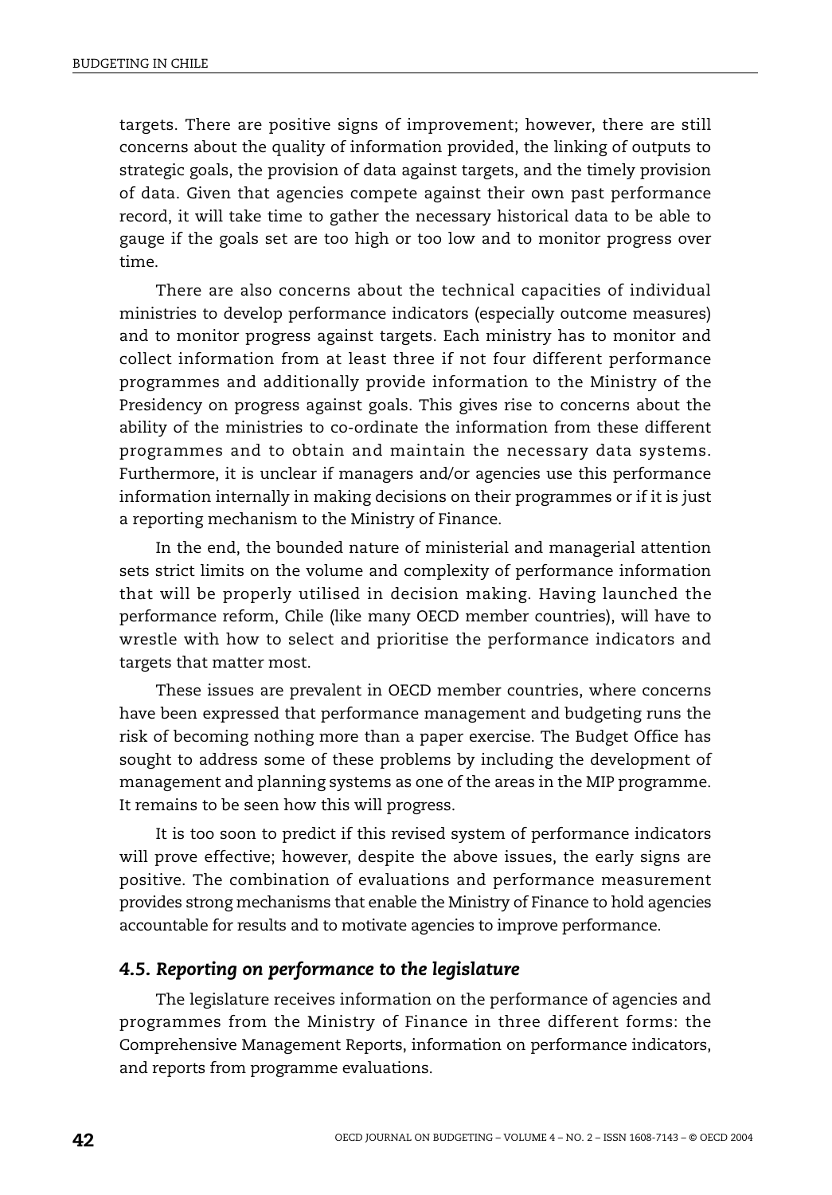targets. There are positive signs of improvement; however, there are still concerns about the quality of information provided, the linking of outputs to strategic goals, the provision of data against targets, and the timely provision of data. Given that agencies compete against their own past performance record, it will take time to gather the necessary historical data to be able to gauge if the goals set are too high or too low and to monitor progress over time.

There are also concerns about the technical capacities of individual ministries to develop performance indicators (especially outcome measures) and to monitor progress against targets. Each ministry has to monitor and collect information from at least three if not four different performance programmes and additionally provide information to the Ministry of the Presidency on progress against goals. This gives rise to concerns about the ability of the ministries to co-ordinate the information from these different programmes and to obtain and maintain the necessary data systems. Furthermore, it is unclear if managers and/or agencies use this performance information internally in making decisions on their programmes or if it is just a reporting mechanism to the Ministry of Finance.

In the end, the bounded nature of ministerial and managerial attention sets strict limits on the volume and complexity of performance information that will be properly utilised in decision making. Having launched the performance reform, Chile (like many OECD member countries), will have to wrestle with how to select and prioritise the performance indicators and targets that matter most.

These issues are prevalent in OECD member countries, where concerns have been expressed that performance management and budgeting runs the risk of becoming nothing more than a paper exercise. The Budget Office has sought to address some of these problems by including the development of management and planning systems as one of the areas in the MIP programme. It remains to be seen how this will progress.

It is too soon to predict if this revised system of performance indicators will prove effective; however, despite the above issues, the early signs are positive. The combination of evaluations and performance measurement provides strong mechanisms that enable the Ministry of Finance to hold agencies accountable for results and to motivate agencies to improve performance.

### *4.5. Reporting on performance to the legislature*

The legislature receives information on the performance of agencies and programmes from the Ministry of Finance in three different forms: the Comprehensive Management Reports, information on performance indicators, and reports from programme evaluations.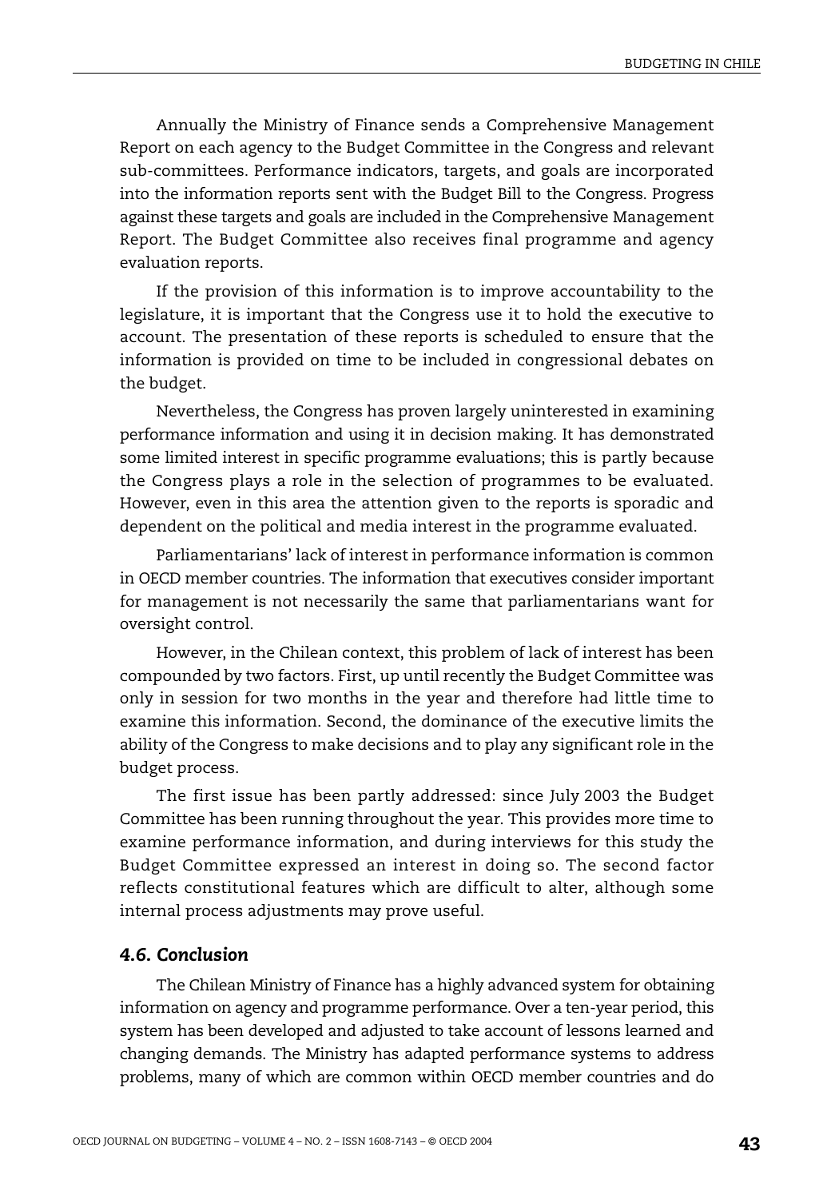Annually the Ministry of Finance sends a Comprehensive Management Report on each agency to the Budget Committee in the Congress and relevant sub-committees. Performance indicators, targets, and goals are incorporated into the information reports sent with the Budget Bill to the Congress. Progress against these targets and goals are included in the Comprehensive Management Report. The Budget Committee also receives final programme and agency evaluation reports.

If the provision of this information is to improve accountability to the legislature, it is important that the Congress use it to hold the executive to account. The presentation of these reports is scheduled to ensure that the information is provided on time to be included in congressional debates on the budget.

Nevertheless, the Congress has proven largely uninterested in examining performance information and using it in decision making. It has demonstrated some limited interest in specific programme evaluations; this is partly because the Congress plays a role in the selection of programmes to be evaluated. However, even in this area the attention given to the reports is sporadic and dependent on the political and media interest in the programme evaluated.

Parliamentarians' lack of interest in performance information is common in OECD member countries. The information that executives consider important for management is not necessarily the same that parliamentarians want for oversight control.

However, in the Chilean context, this problem of lack of interest has been compounded by two factors. First, up until recently the Budget Committee was only in session for two months in the year and therefore had little time to examine this information. Second, the dominance of the executive limits the ability of the Congress to make decisions and to play any significant role in the budget process.

The first issue has been partly addressed: since July 2003 the Budget Committee has been running throughout the year. This provides more time to examine performance information, and during interviews for this study the Budget Committee expressed an interest in doing so. The second factor reflects constitutional features which are difficult to alter, although some internal process adjustments may prove useful.

### *4.6. Conclusion*

The Chilean Ministry of Finance has a highly advanced system for obtaining information on agency and programme performance. Over a ten-year period, this system has been developed and adjusted to take account of lessons learned and changing demands. The Ministry has adapted performance systems to address problems, many of which are common within OECD member countries and do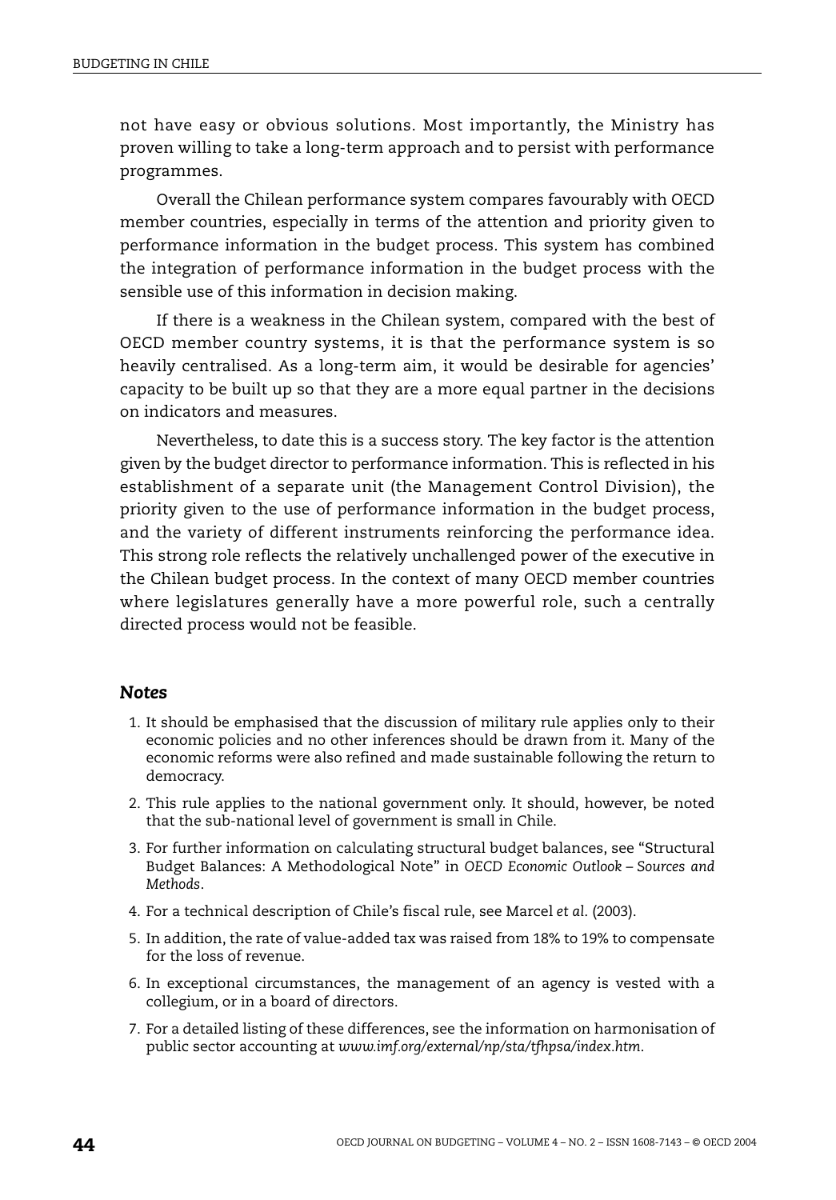not have easy or obvious solutions. Most importantly, the Ministry has proven willing to take a long-term approach and to persist with performance programmes.

Overall the Chilean performance system compares favourably with OECD member countries, especially in terms of the attention and priority given to performance information in the budget process. This system has combined the integration of performance information in the budget process with the sensible use of this information in decision making.

If there is a weakness in the Chilean system, compared with the best of OECD member country systems, it is that the performance system is so heavily centralised. As a long-term aim, it would be desirable for agencies' capacity to be built up so that they are a more equal partner in the decisions on indicators and measures.

Nevertheless, to date this is a success story. The key factor is the attention given by the budget director to performance information. This is reflected in his establishment of a separate unit (the Management Control Division), the priority given to the use of performance information in the budget process, and the variety of different instruments reinforcing the performance idea. This strong role reflects the relatively unchallenged power of the executive in the Chilean budget process. In the context of many OECD member countries where legislatures generally have a more powerful role, such a centrally directed process would not be feasible.

### *Notes*

1. It should be emphasised that the discussion of military rule applies only to their economic policies and no other inferences should be drawn from it. Many of the economic reforms were also refined and made sustainable following the return to democracy.
2. This rule applies to the national government only. It should, however, be noted that the sub-national level of government is small in Chile.
3. For further information on calculating structural budget balances, see "Structural Budget Balances: A Methodological Note" in *OECD Economic Outlook – Sources and Methods*.
4. For a technical description of Chile's fiscal rule, see Marcel *et al.* (2003).
5. In addition, the rate of value-added tax was raised from 18% to 19% to compensate for the loss of revenue.
6. In exceptional circumstances, the management of an agency is vested with a collegium, or in a board of directors.
7. For a detailed listing of these differences, see the information on harmonisation of public sector accounting at *www.imf.org/external/np/sta/tfhpsa/index.htm*.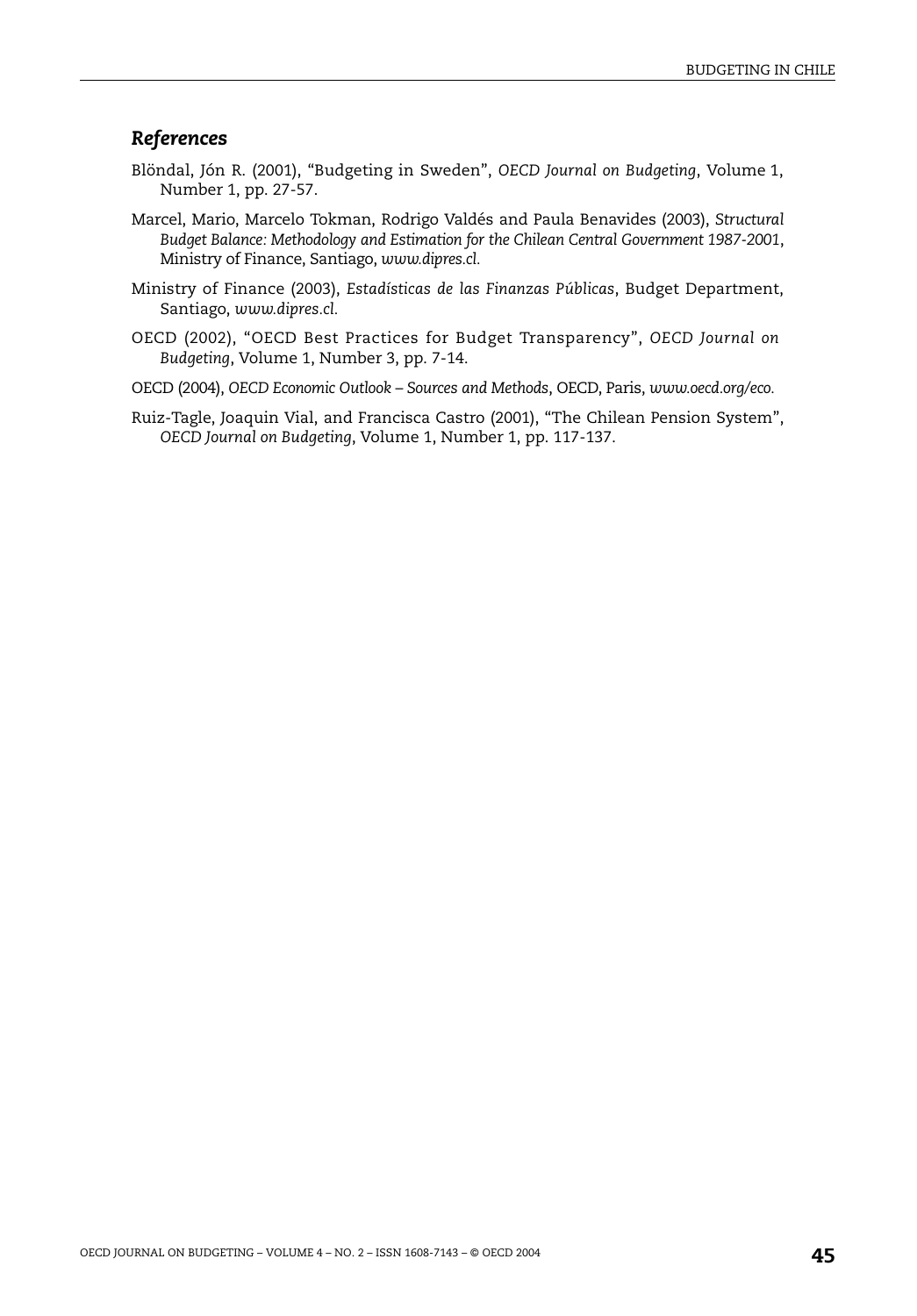## *References*

Blöndal, Jón R. (2001), "Budgeting in Sweden", *OECD Journal on Budgeting*, Volume 1, Number 1, pp. 27-57.

Marcel, Mario, Marcelo Tokman, Rodrigo Valdés and Paula Benavides (2003), *Structural Budget Balance: Methodology and Estimation for the Chilean Central Government 1987-2001*, Ministry of Finance, Santiago, *www.dipres.cl*.

Ministry of Finance (2003), *Estadísticas de las Finanzas Públicas*, Budget Department, Santiago, *www.dipres.cl*.

OECD (2002), "OECD Best Practices for Budget Transparency", *OECD Journal on Budgeting*, Volume 1, Number 3, pp. 7-14.

OECD (2004), *OECD Economic Outlook – Sources and Methods*, OECD, Paris, *www.oecd.org/eco*.

Ruiz-Tagle, Joaquin Vial, and Francisca Castro (2001), "The Chilean Pension System", *OECD Journal on Budgeting*, Volume 1, Number 1, pp. 117-137.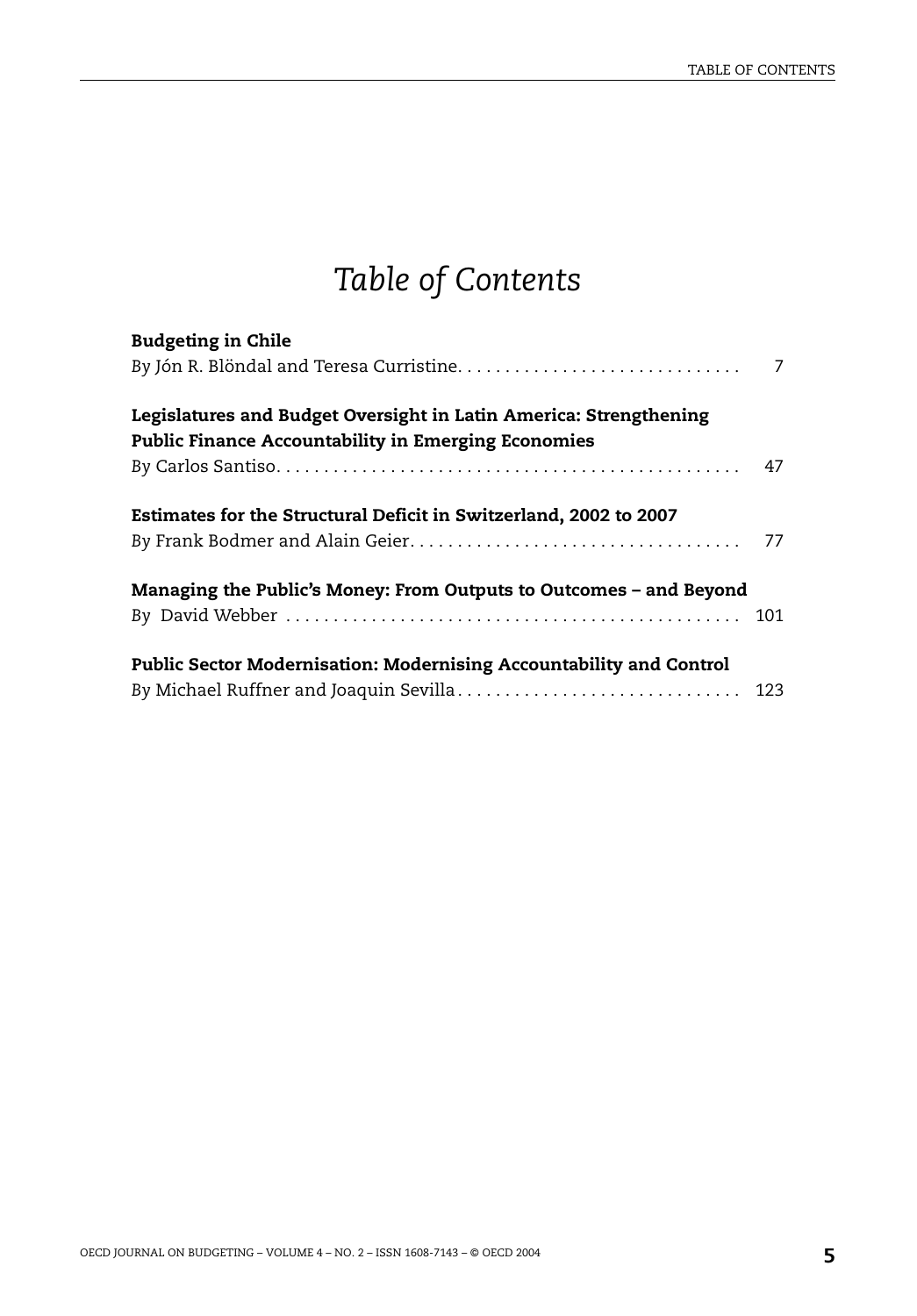# *Table of Contents*

**Budgeting in Chile**
By Jón R. Blöndal and Teresa Curristine. . . . . . . . . . . . . . . . . . . . . . . . . . . . . . 7

**Legislatures and Budget Oversight in Latin America: Strengthening Public Finance Accountability in Emerging Economies**
By Carlos Santiso. . . . . . . . . . . . . . . . . . . . . . . . . . . . . . . . . . . . . . . . . . . . . . . . . 47

**Estimates for the Structural Deficit in Switzerland, 2002 to 2007**
By Frank Bodmer and Alain Geier. . . . . . . . . . . . . . . . . . . . . . . . . . . . . . . . . . . . 77

**Managing the Public's Money: From Outputs to Outcomes – and Beyond**
By David Webber . . . . . . . . . . . . . . . . . . . . . . . . . . . . . . . . . . . . . . . . . . . . . . . . 101

**Public Sector Modernisation: Modernising Accountability and Control**
By Michael Ruffner and Joaquin Sevilla . . . . . . . . . . . . . . . . . . . . . . . . . . . . . . 123